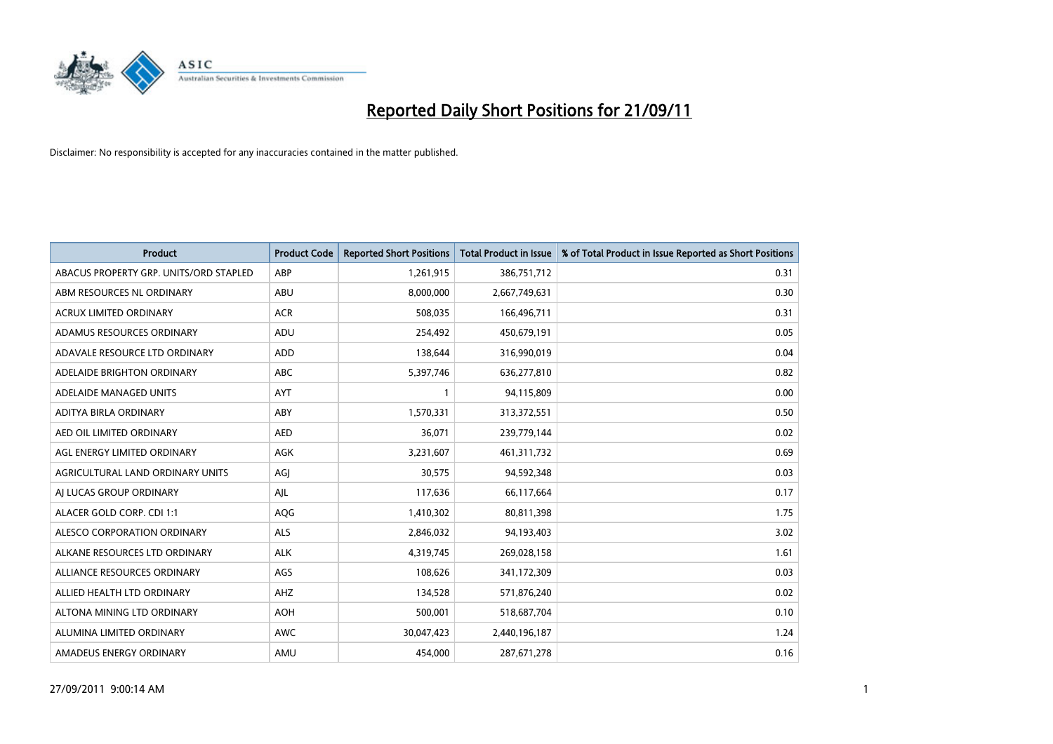# Reported Daily Short Positions for 21/09/11

Disclaimer: No responsibility is accepted for any inaccuracies contained in the matter published.

| Product | Product Code | Reported Short Positions | Total Product in Issue | % of Total Product in Issue Reported as Short Positions |
|---|---|---|---|---|
| ABACUS PROPERTY GRP. UNITS/ORD STAPLED | ABP | 1,261,915 | 386,751,712 | 0.31 |
| ABM RESOURCES NL ORDINARY | ABU | 8,000,000 | 2,667,749,631 | 0.30 |
| ACRUX LIMITED ORDINARY | ACR | 508,035 | 166,496,711 | 0.31 |
| ADAMUS RESOURCES ORDINARY | ADU | 254,492 | 450,679,191 | 0.05 |
| ADAVALE RESOURCE LTD ORDINARY | ADD | 138,644 | 316,990,019 | 0.04 |
| ADELAIDE BRIGHTON ORDINARY | ABC | 5,397,746 | 636,277,810 | 0.82 |
| ADELAIDE MANAGED UNITS | AYT | 1 | 94,115,809 | 0.00 |
| ADITYA BIRLA ORDINARY | ABY | 1,570,331 | 313,372,551 | 0.50 |
| AED OIL LIMITED ORDINARY | AED | 36,071 | 239,779,144 | 0.02 |
| AGL ENERGY LIMITED ORDINARY | AGK | 3,231,607 | 461,311,732 | 0.69 |
| AGRICULTURAL LAND ORDINARY UNITS | AGJ | 30,575 | 94,592,348 | 0.03 |
| AJ LUCAS GROUP ORDINARY | AJL | 117,636 | 66,117,664 | 0.17 |
| ALACER GOLD CORP. CDI 1:1 | AQG | 1,410,302 | 80,811,398 | 1.75 |
| ALESCO CORPORATION ORDINARY | ALS | 2,846,032 | 94,193,403 | 3.02 |
| ALKANE RESOURCES LTD ORDINARY | ALK | 4,319,745 | 269,028,158 | 1.61 |
| ALLIANCE RESOURCES ORDINARY | AGS | 108,626 | 341,172,309 | 0.03 |
| ALLIED HEALTH LTD ORDINARY | AHZ | 134,528 | 571,876,240 | 0.02 |
| ALTONA MINING LTD ORDINARY | AOH | 500,001 | 518,687,704 | 0.10 |
| ALUMINA LIMITED ORDINARY | AWC | 30,047,423 | 2,440,196,187 | 1.24 |
| AMADEUS ENERGY ORDINARY | AMU | 454,000 | 287,671,278 | 0.16 |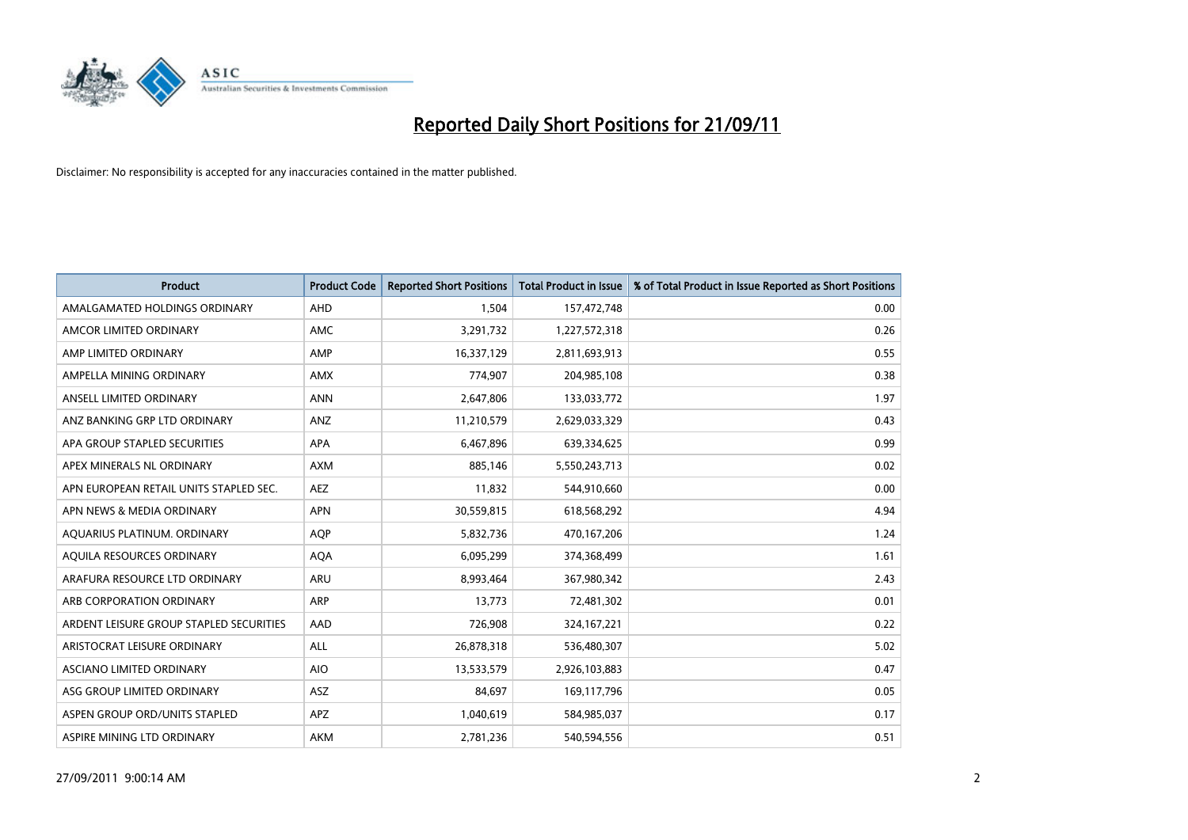# Reported Daily Short Positions for 21/09/11

Disclaimer: No responsibility is accepted for any inaccuracies contained in the matter published.

| Product | Product Code | Reported Short Positions | Total Product in Issue | % of Total Product in Issue Reported as Short Positions |
|---|---|---|---|---|
| AMALGAMATED HOLDINGS ORDINARY | AHD | 1,504 | 157,472,748 | 0.00 |
| AMCOR LIMITED ORDINARY | AMC | 3,291,732 | 1,227,572,318 | 0.26 |
| AMP LIMITED ORDINARY | AMP | 16,337,129 | 2,811,693,913 | 0.55 |
| AMPELLA MINING ORDINARY | AMX | 774,907 | 204,985,108 | 0.38 |
| ANSELL LIMITED ORDINARY | ANN | 2,647,806 | 133,033,772 | 1.97 |
| ANZ BANKING GRP LTD ORDINARY | ANZ | 11,210,579 | 2,629,033,329 | 0.43 |
| APA GROUP STAPLED SECURITIES | APA | 6,467,896 | 639,334,625 | 0.99 |
| APEX MINERALS NL ORDINARY | AXM | 885,146 | 5,550,243,713 | 0.02 |
| APN EUROPEAN RETAIL UNITS STAPLED SEC. | AEZ | 11,832 | 544,910,660 | 0.00 |
| APN NEWS & MEDIA ORDINARY | APN | 30,559,815 | 618,568,292 | 4.94 |
| AQUARIUS PLATINUM. ORDINARY | AQP | 5,832,736 | 470,167,206 | 1.24 |
| AQUILA RESOURCES ORDINARY | AQA | 6,095,299 | 374,368,499 | 1.61 |
| ARAFURA RESOURCE LTD ORDINARY | ARU | 8,993,464 | 367,980,342 | 2.43 |
| ARB CORPORATION ORDINARY | ARP | 13,773 | 72,481,302 | 0.01 |
| ARDENT LEISURE GROUP STAPLED SECURITIES | AAD | 726,908 | 324,167,221 | 0.22 |
| ARISTOCRAT LEISURE ORDINARY | ALL | 26,878,318 | 536,480,307 | 5.02 |
| ASCIANO LIMITED ORDINARY | AIO | 13,533,579 | 2,926,103,883 | 0.47 |
| ASG GROUP LIMITED ORDINARY | ASZ | 84,697 | 169,117,796 | 0.05 |
| ASPEN GROUP ORD/UNITS STAPLED | APZ | 1,040,619 | 584,985,037 | 0.17 |
| ASPIRE MINING LTD ORDINARY | AKM | 2,781,236 | 540,594,556 | 0.51 |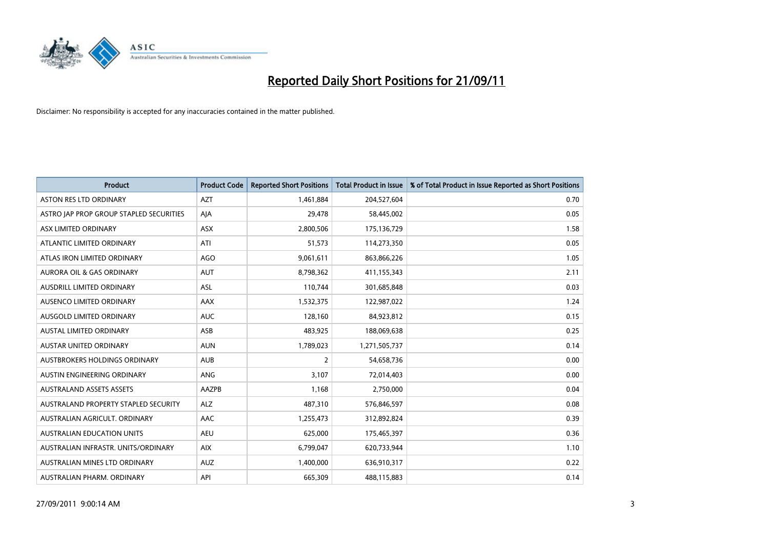# Reported Daily Short Positions for 21/09/11

Disclaimer: No responsibility is accepted for any inaccuracies contained in the matter published.

| Product | Product Code | Reported Short Positions | Total Product in Issue | % of Total Product in Issue Reported as Short Positions |
|---|---|---|---|---|
| ASTON RES LTD ORDINARY | AZT | 1,461,884 | 204,527,604 | 0.70 |
| ASTRO JAP PROP GROUP STAPLED SECURITIES | AJA | 29,478 | 58,445,002 | 0.05 |
| ASX LIMITED ORDINARY | ASX | 2,800,506 | 175,136,729 | 1.58 |
| ATLANTIC LIMITED ORDINARY | ATI | 51,573 | 114,273,350 | 0.05 |
| ATLAS IRON LIMITED ORDINARY | AGO | 9,061,611 | 863,866,226 | 1.05 |
| AURORA OIL & GAS ORDINARY | AUT | 8,798,362 | 411,155,343 | 2.11 |
| AUSDRILL LIMITED ORDINARY | ASL | 110,744 | 301,685,848 | 0.03 |
| AUSENCO LIMITED ORDINARY | AAX | 1,532,375 | 122,987,022 | 1.24 |
| AUSGOLD LIMITED ORDINARY | AUC | 128,160 | 84,923,812 | 0.15 |
| AUSTAL LIMITED ORDINARY | ASB | 483,925 | 188,069,638 | 0.25 |
| AUSTAR UNITED ORDINARY | AUN | 1,789,023 | 1,271,505,737 | 0.14 |
| AUSTBROKERS HOLDINGS ORDINARY | AUB | 2 | 54,658,736 | 0.00 |
| AUSTIN ENGINEERING ORDINARY | ANG | 3,107 | 72,014,403 | 0.00 |
| AUSTRALAND ASSETS ASSETS | AAZPB | 1,168 | 2,750,000 | 0.04 |
| AUSTRALAND PROPERTY STAPLED SECURITY | ALZ | 487,310 | 576,846,597 | 0.08 |
| AUSTRALIAN AGRICULT. ORDINARY | AAC | 1,255,473 | 312,892,824 | 0.39 |
| AUSTRALIAN EDUCATION UNITS | AEU | 625,000 | 175,465,397 | 0.36 |
| AUSTRALIAN INFRASTR. UNITS/ORDINARY | AIX | 6,799,047 | 620,733,944 | 1.10 |
| AUSTRALIAN MINES LTD ORDINARY | AUZ | 1,400,000 | 636,910,317 | 0.22 |
| AUSTRALIAN PHARM. ORDINARY | API | 665,309 | 488,115,883 | 0.14 |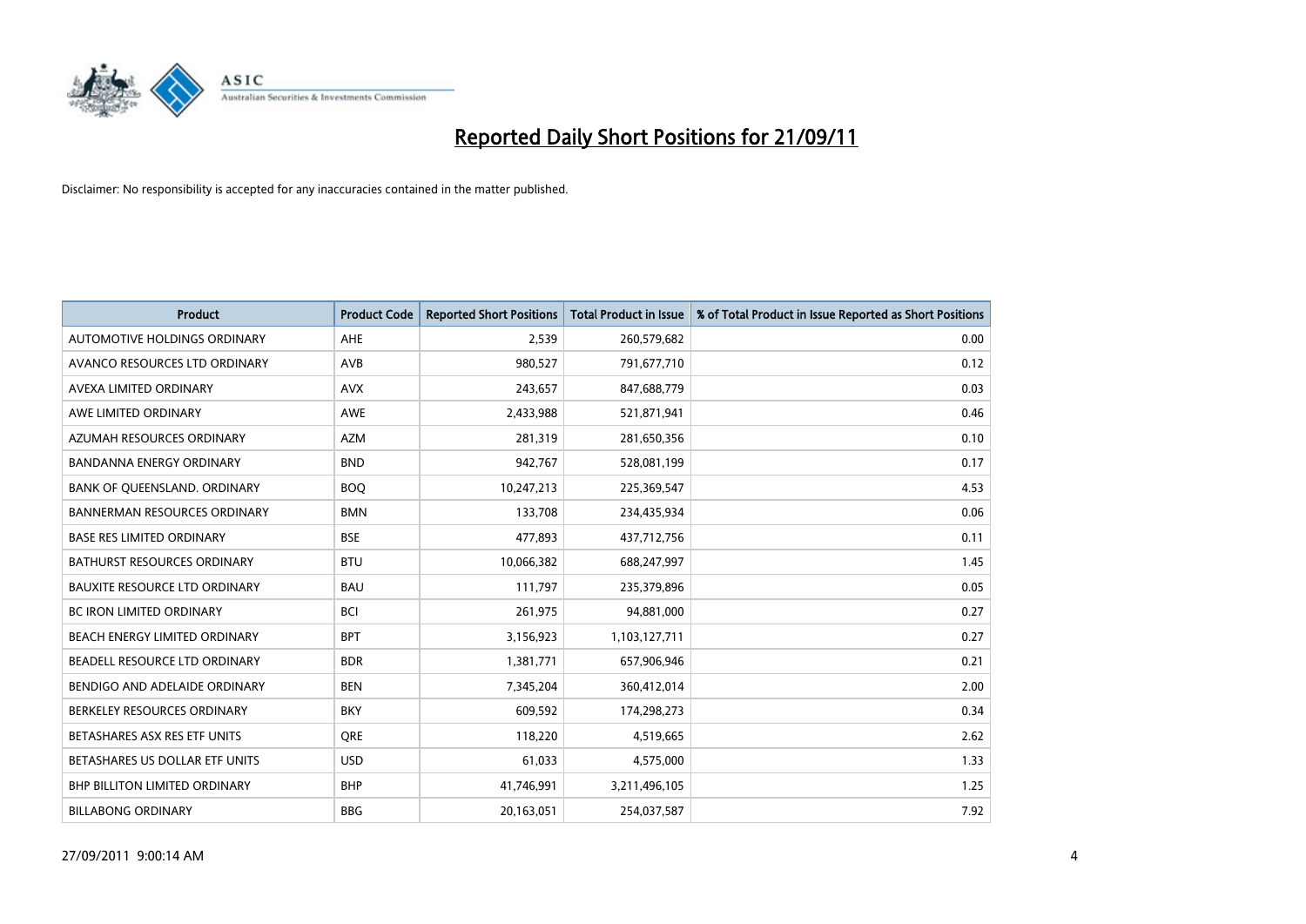# Reported Daily Short Positions for 21/09/11

Disclaimer: No responsibility is accepted for any inaccuracies contained in the matter published.

| Product | Product Code | Reported Short Positions | Total Product in Issue | % of Total Product in Issue Reported as Short Positions |
|---|---|---|---|---|
| AUTOMOTIVE HOLDINGS ORDINARY | AHE | 2,539 | 260,579,682 | 0.00 |
| AVANCO RESOURCES LTD ORDINARY | AVB | 980,527 | 791,677,710 | 0.12 |
| AVEXA LIMITED ORDINARY | AVX | 243,657 | 847,688,779 | 0.03 |
| AWE LIMITED ORDINARY | AWE | 2,433,988 | 521,871,941 | 0.46 |
| AZUMAH RESOURCES ORDINARY | AZM | 281,319 | 281,650,356 | 0.10 |
| BANDANNA ENERGY ORDINARY | BND | 942,767 | 528,081,199 | 0.17 |
| BANK OF QUEENSLAND. ORDINARY | BOQ | 10,247,213 | 225,369,547 | 4.53 |
| BANNERMAN RESOURCES ORDINARY | BMN | 133,708 | 234,435,934 | 0.06 |
| BASE RES LIMITED ORDINARY | BSE | 477,893 | 437,712,756 | 0.11 |
| BATHURST RESOURCES ORDINARY | BTU | 10,066,382 | 688,247,997 | 1.45 |
| BAUXITE RESOURCE LTD ORDINARY | BAU | 111,797 | 235,379,896 | 0.05 |
| BC IRON LIMITED ORDINARY | BCI | 261,975 | 94,881,000 | 0.27 |
| BEACH ENERGY LIMITED ORDINARY | BPT | 3,156,923 | 1,103,127,711 | 0.27 |
| BEADELL RESOURCE LTD ORDINARY | BDR | 1,381,771 | 657,906,946 | 0.21 |
| BENDIGO AND ADELAIDE ORDINARY | BEN | 7,345,204 | 360,412,014 | 2.00 |
| BERKELEY RESOURCES ORDINARY | BKY | 609,592 | 174,298,273 | 0.34 |
| BETASHARES ASX RES ETF UNITS | QRE | 118,220 | 4,519,665 | 2.62 |
| BETASHARES US DOLLAR ETF UNITS | USD | 61,033 | 4,575,000 | 1.33 |
| BHP BILLITON LIMITED ORDINARY | BHP | 41,746,991 | 3,211,496,105 | 1.25 |
| BILLABONG ORDINARY | BBG | 20,163,051 | 254,037,587 | 7.92 |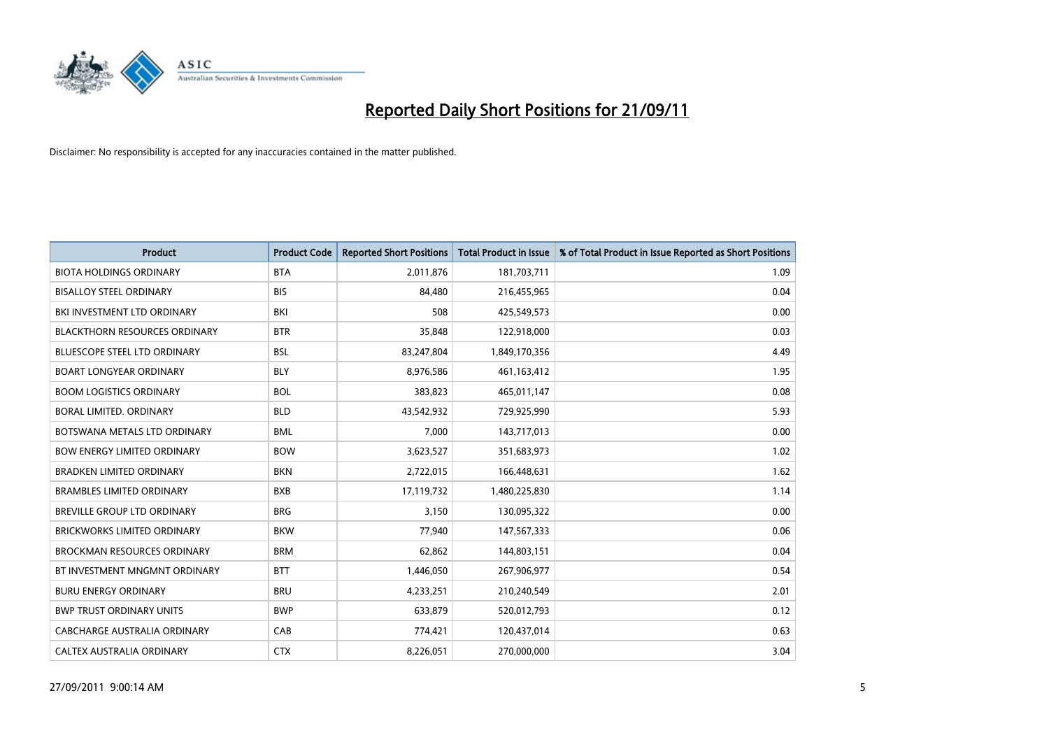# Reported Daily Short Positions for 21/09/11

Disclaimer: No responsibility is accepted for any inaccuracies contained in the matter published.

| Product | Product Code | Reported Short Positions | Total Product in Issue | % of Total Product in Issue Reported as Short Positions |
| --- | --- | --- | --- | --- |
| BIOTA HOLDINGS ORDINARY | BTA | 2,011,876 | 181,703,711 | 1.09 |
| BISALLOY STEEL ORDINARY | BIS | 84,480 | 216,455,965 | 0.04 |
| BKI INVESTMENT LTD ORDINARY | BKI | 508 | 425,549,573 | 0.00 |
| BLACKTHORN RESOURCES ORDINARY | BTR | 35,848 | 122,918,000 | 0.03 |
| BLUESCOPE STEEL LTD ORDINARY | BSL | 83,247,804 | 1,849,170,356 | 4.49 |
| BOART LONGYEAR ORDINARY | BLY | 8,976,586 | 461,163,412 | 1.95 |
| BOOM LOGISTICS ORDINARY | BOL | 383,823 | 465,011,147 | 0.08 |
| BORAL LIMITED. ORDINARY | BLD | 43,542,932 | 729,925,990 | 5.93 |
| BOTSWANA METALS LTD ORDINARY | BML | 7,000 | 143,717,013 | 0.00 |
| BOW ENERGY LIMITED ORDINARY | BOW | 3,623,527 | 351,683,973 | 1.02 |
| BRADKEN LIMITED ORDINARY | BKN | 2,722,015 | 166,448,631 | 1.62 |
| BRAMBLES LIMITED ORDINARY | BXB | 17,119,732 | 1,480,225,830 | 1.14 |
| BREVILLE GROUP LTD ORDINARY | BRG | 3,150 | 130,095,322 | 0.00 |
| BRICKWORKS LIMITED ORDINARY | BKW | 77,940 | 147,567,333 | 0.06 |
| BROCKMAN RESOURCES ORDINARY | BRM | 62,862 | 144,803,151 | 0.04 |
| BT INVESTMENT MNGMNT ORDINARY | BTT | 1,446,050 | 267,906,977 | 0.54 |
| BURU ENERGY ORDINARY | BRU | 4,233,251 | 210,240,549 | 2.01 |
| BWP TRUST ORDINARY UNITS | BWP | 633,879 | 520,012,793 | 0.12 |
| CABCHARGE AUSTRALIA ORDINARY | CAB | 774,421 | 120,437,014 | 0.63 |
| CALTEX AUSTRALIA ORDINARY | CTX | 8,226,051 | 270,000,000 | 3.04 |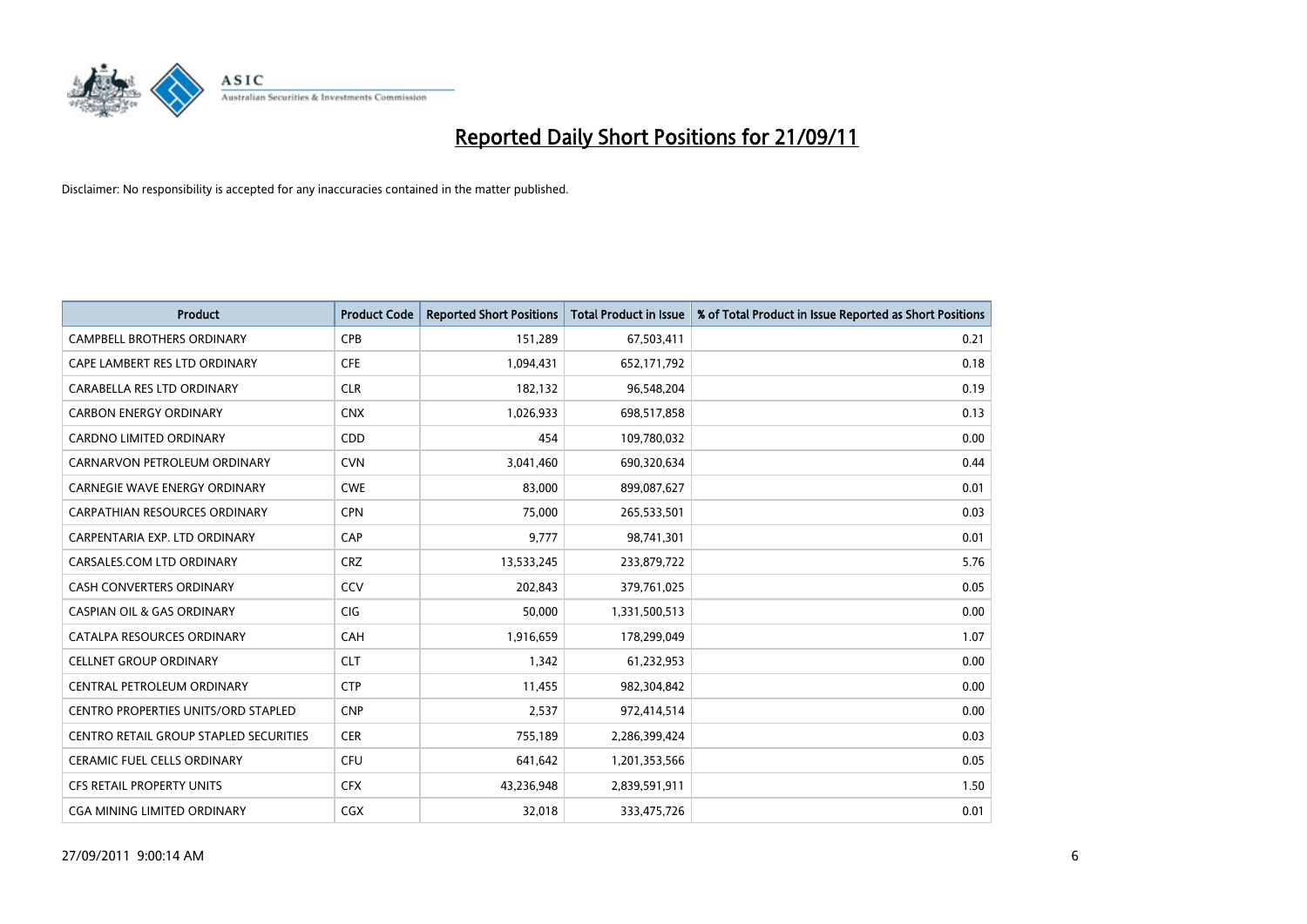# Reported Daily Short Positions for 21/09/11

Disclaimer: No responsibility is accepted for any inaccuracies contained in the matter published.

| Product | Product Code | Reported Short Positions | Total Product in Issue | % of Total Product in Issue Reported as Short Positions |
|---|---|---|---|---|
| CAMPBELL BROTHERS ORDINARY | CPB | 151,289 | 67,503,411 | 0.21 |
| CAPE LAMBERT RES LTD ORDINARY | CFE | 1,094,431 | 652,171,792 | 0.18 |
| CARABELLA RES LTD ORDINARY | CLR | 182,132 | 96,548,204 | 0.19 |
| CARBON ENERGY ORDINARY | CNX | 1,026,933 | 698,517,858 | 0.13 |
| CARDNO LIMITED ORDINARY | CDD | 454 | 109,780,032 | 0.00 |
| CARNARVON PETROLEUM ORDINARY | CVN | 3,041,460 | 690,320,634 | 0.44 |
| CARNEGIE WAVE ENERGY ORDINARY | CWE | 83,000 | 899,087,627 | 0.01 |
| CARPATHIAN RESOURCES ORDINARY | CPN | 75,000 | 265,533,501 | 0.03 |
| CARPENTARIA EXP. LTD ORDINARY | CAP | 9,777 | 98,741,301 | 0.01 |
| CARSALES.COM LTD ORDINARY | CRZ | 13,533,245 | 233,879,722 | 5.76 |
| CASH CONVERTERS ORDINARY | CCV | 202,843 | 379,761,025 | 0.05 |
| CASPIAN OIL & GAS ORDINARY | CIG | 50,000 | 1,331,500,513 | 0.00 |
| CATALPA RESOURCES ORDINARY | CAH | 1,916,659 | 178,299,049 | 1.07 |
| CELLNET GROUP ORDINARY | CLT | 1,342 | 61,232,953 | 0.00 |
| CENTRAL PETROLEUM ORDINARY | CTP | 11,455 | 982,304,842 | 0.00 |
| CENTRO PROPERTIES UNITS/ORD STAPLED | CNP | 2,537 | 972,414,514 | 0.00 |
| CENTRO RETAIL GROUP STAPLED SECURITIES | CER | 755,189 | 2,286,399,424 | 0.03 |
| CERAMIC FUEL CELLS ORDINARY | CFU | 641,642 | 1,201,353,566 | 0.05 |
| CFS RETAIL PROPERTY UNITS | CFX | 43,236,948 | 2,839,591,911 | 1.50 |
| CGA MINING LIMITED ORDINARY | CGX | 32,018 | 333,475,726 | 0.01 |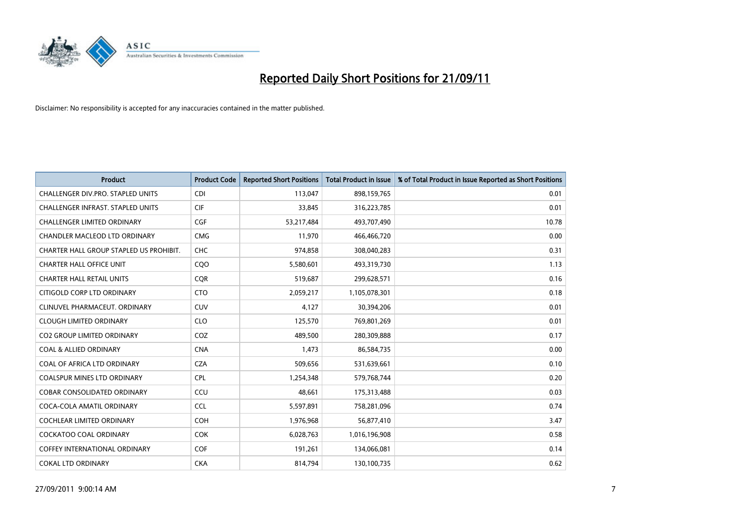# Reported Daily Short Positions for 21/09/11

Disclaimer: No responsibility is accepted for any inaccuracies contained in the matter published.

| Product | Product Code | Reported Short Positions | Total Product in Issue | % of Total Product in Issue Reported as Short Positions |
|---|---|---|---|---|
| CHALLENGER DIV.PRO. STAPLED UNITS | CDI | 113,047 | 898,159,765 | 0.01 |
| CHALLENGER INFRAST. STAPLED UNITS | CIF | 33,845 | 316,223,785 | 0.01 |
| CHALLENGER LIMITED ORDINARY | CGF | 53,217,484 | 493,707,490 | 10.78 |
| CHANDLER MACLEOD LTD ORDINARY | CMG | 11,970 | 466,466,720 | 0.00 |
| CHARTER HALL GROUP STAPLED US PROHIBIT. | CHC | 974,858 | 308,040,283 | 0.31 |
| CHARTER HALL OFFICE UNIT | CQO | 5,580,601 | 493,319,730 | 1.13 |
| CHARTER HALL RETAIL UNITS | CQR | 519,687 | 299,628,571 | 0.16 |
| CITIGOLD CORP LTD ORDINARY | CTO | 2,059,217 | 1,105,078,301 | 0.18 |
| CLINUVEL PHARMACEUT. ORDINARY | CUV | 4,127 | 30,394,206 | 0.01 |
| CLOUGH LIMITED ORDINARY | CLO | 125,570 | 769,801,269 | 0.01 |
| CO2 GROUP LIMITED ORDINARY | COZ | 489,500 | 280,309,888 | 0.17 |
| COAL & ALLIED ORDINARY | CNA | 1,473 | 86,584,735 | 0.00 |
| COAL OF AFRICA LTD ORDINARY | CZA | 509,656 | 531,639,661 | 0.10 |
| COALSPUR MINES LTD ORDINARY | CPL | 1,254,348 | 579,768,744 | 0.20 |
| COBAR CONSOLIDATED ORDINARY | CCU | 48,661 | 175,313,488 | 0.03 |
| COCA-COLA AMATIL ORDINARY | CCL | 5,597,891 | 758,281,096 | 0.74 |
| COCHLEAR LIMITED ORDINARY | COH | 1,976,968 | 56,877,410 | 3.47 |
| COCKATOO COAL ORDINARY | COK | 6,028,763 | 1,016,196,908 | 0.58 |
| COFFEY INTERNATIONAL ORDINARY | COF | 191,261 | 134,066,081 | 0.14 |
| COKAL LTD ORDINARY | CKA | 814,794 | 130,100,735 | 0.62 |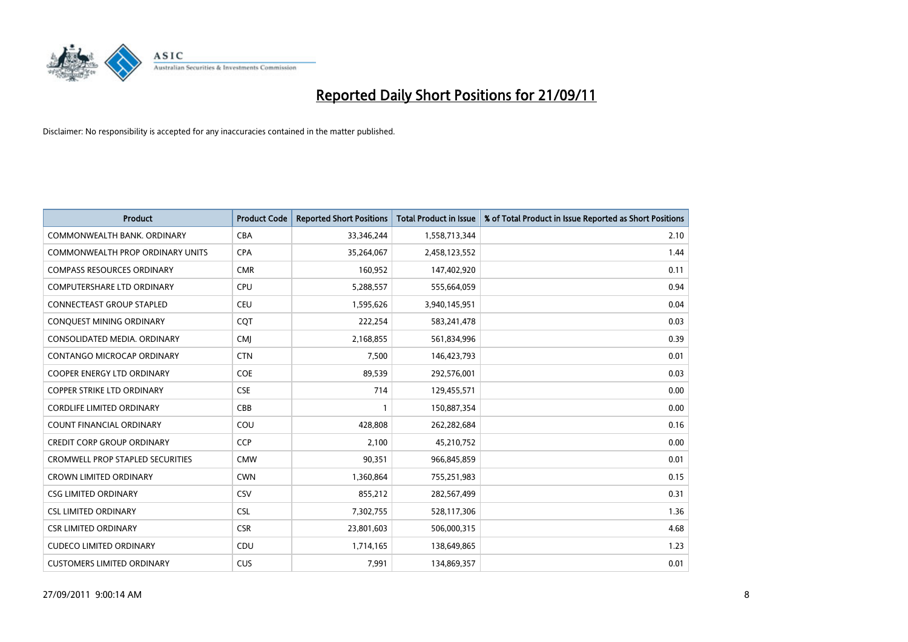# Reported Daily Short Positions for 21/09/11

Disclaimer: No responsibility is accepted for any inaccuracies contained in the matter published.

| Product | Product Code | Reported Short Positions | Total Product in Issue | % of Total Product in Issue Reported as Short Positions |
|---|---|---|---|---|
| COMMONWEALTH BANK. ORDINARY | CBA | 33,346,244 | 1,558,713,344 | 2.10 |
| COMMONWEALTH PROP ORDINARY UNITS | CPA | 35,264,067 | 2,458,123,552 | 1.44 |
| COMPASS RESOURCES ORDINARY | CMR | 160,952 | 147,402,920 | 0.11 |
| COMPUTERSHARE LTD ORDINARY | CPU | 5,288,557 | 555,664,059 | 0.94 |
| CONNECTEAST GROUP STAPLED | CEU | 1,595,626 | 3,940,145,951 | 0.04 |
| CONQUEST MINING ORDINARY | CQT | 222,254 | 583,241,478 | 0.03 |
| CONSOLIDATED MEDIA. ORDINARY | CMJ | 2,168,855 | 561,834,996 | 0.39 |
| CONTANGO MICROCAP ORDINARY | CTN | 7,500 | 146,423,793 | 0.01 |
| COOPER ENERGY LTD ORDINARY | COE | 89,539 | 292,576,001 | 0.03 |
| COPPER STRIKE LTD ORDINARY | CSE | 714 | 129,455,571 | 0.00 |
| CORDLIFE LIMITED ORDINARY | CBB | 1 | 150,887,354 | 0.00 |
| COUNT FINANCIAL ORDINARY | COU | 428,808 | 262,282,684 | 0.16 |
| CREDIT CORP GROUP ORDINARY | CCP | 2,100 | 45,210,752 | 0.00 |
| CROMWELL PROP STAPLED SECURITIES | CMW | 90,351 | 966,845,859 | 0.01 |
| CROWN LIMITED ORDINARY | CWN | 1,360,864 | 755,251,983 | 0.15 |
| CSG LIMITED ORDINARY | CSV | 855,212 | 282,567,499 | 0.31 |
| CSL LIMITED ORDINARY | CSL | 7,302,755 | 528,117,306 | 1.36 |
| CSR LIMITED ORDINARY | CSR | 23,801,603 | 506,000,315 | 4.68 |
| CUDECO LIMITED ORDINARY | CDU | 1,714,165 | 138,649,865 | 1.23 |
| CUSTOMERS LIMITED ORDINARY | CUS | 7,991 | 134,869,357 | 0.01 |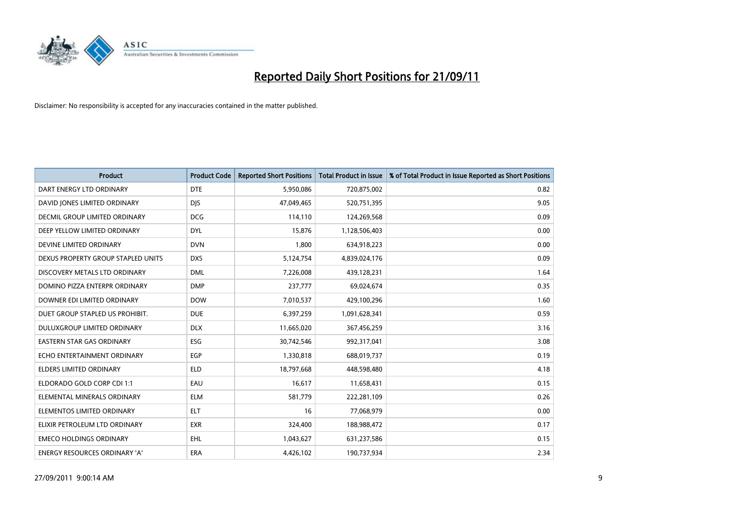# Reported Daily Short Positions for 21/09/11

Disclaimer: No responsibility is accepted for any inaccuracies contained in the matter published.

| Product | Product Code | Reported Short Positions | Total Product in Issue | % of Total Product in Issue Reported as Short Positions |
|---|---|---|---|---|
| DART ENERGY LTD ORDINARY | DTE | 5,950,086 | 720,875,002 | 0.82 |
| DAVID JONES LIMITED ORDINARY | DJS | 47,049,465 | 520,751,395 | 9.05 |
| DECMIL GROUP LIMITED ORDINARY | DCG | 114,110 | 124,269,568 | 0.09 |
| DEEP YELLOW LIMITED ORDINARY | DYL | 15,876 | 1,128,506,403 | 0.00 |
| DEVINE LIMITED ORDINARY | DVN | 1,800 | 634,918,223 | 0.00 |
| DEXUS PROPERTY GROUP STAPLED UNITS | DXS | 5,124,754 | 4,839,024,176 | 0.09 |
| DISCOVERY METALS LTD ORDINARY | DML | 7,226,008 | 439,128,231 | 1.64 |
| DOMINO PIZZA ENTERPR ORDINARY | DMP | 237,777 | 69,024,674 | 0.35 |
| DOWNER EDI LIMITED ORDINARY | DOW | 7,010,537 | 429,100,296 | 1.60 |
| DUET GROUP STAPLED US PROHIBIT. | DUE | 6,397,259 | 1,091,628,341 | 0.59 |
| DULUXGROUP LIMITED ORDINARY | DLX | 11,665,020 | 367,456,259 | 3.16 |
| EASTERN STAR GAS ORDINARY | ESG | 30,742,546 | 992,317,041 | 3.08 |
| ECHO ENTERTAINMENT ORDINARY | EGP | 1,330,818 | 688,019,737 | 0.19 |
| ELDERS LIMITED ORDINARY | ELD | 18,797,668 | 448,598,480 | 4.18 |
| ELDORADO GOLD CORP CDI 1:1 | EAU | 16,617 | 11,658,431 | 0.15 |
| ELEMENTAL MINERALS ORDINARY | ELM | 581,779 | 222,281,109 | 0.26 |
| ELEMENTOS LIMITED ORDINARY | ELT | 16 | 77,068,979 | 0.00 |
| ELIXIR PETROLEUM LTD ORDINARY | EXR | 324,400 | 188,988,472 | 0.17 |
| EMECO HOLDINGS ORDINARY | EHL | 1,043,627 | 631,237,586 | 0.15 |
| ENERGY RESOURCES ORDINARY 'A' | ERA | 4,426,102 | 190,737,934 | 2.34 |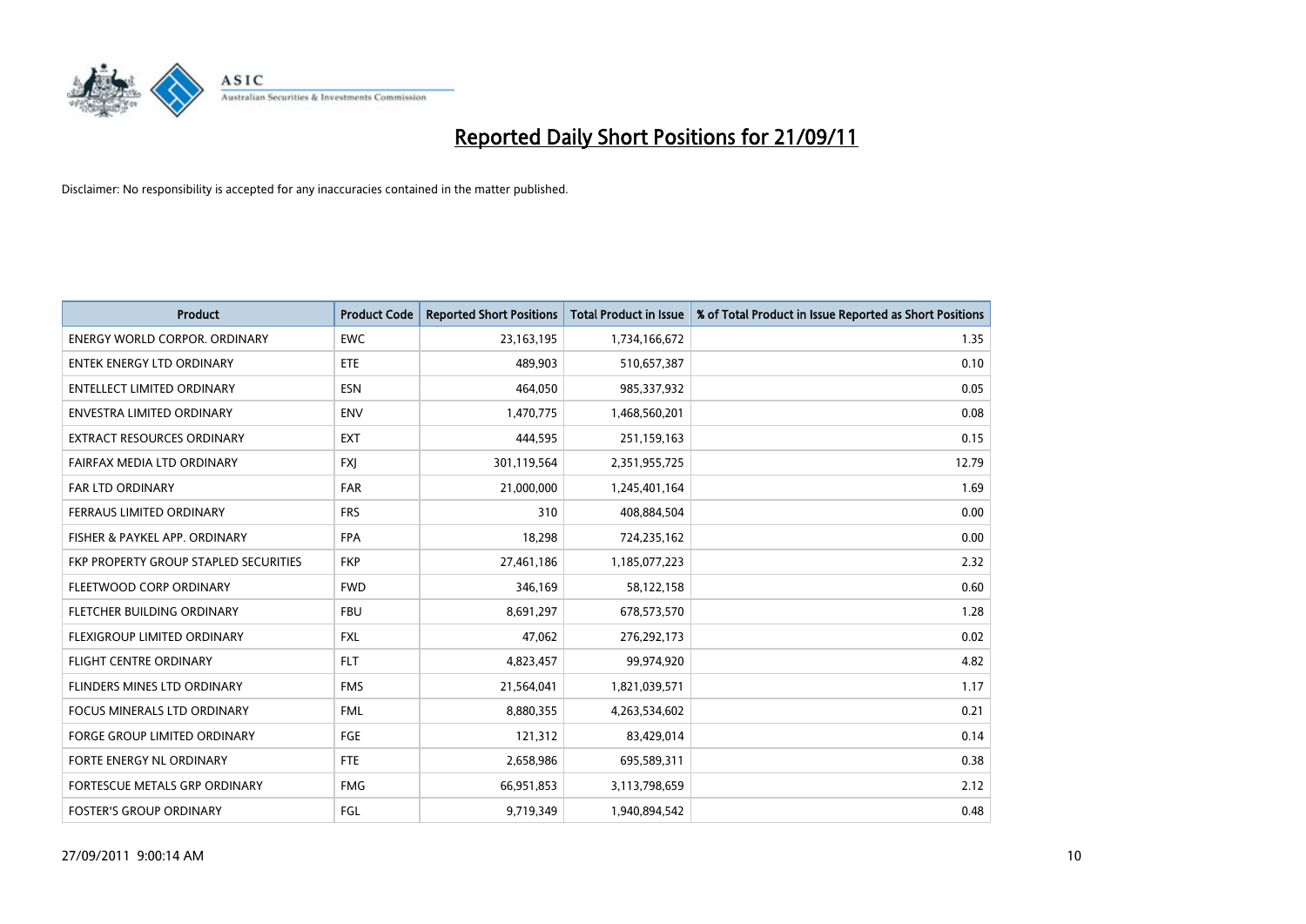# Reported Daily Short Positions for 21/09/11

Disclaimer: No responsibility is accepted for any inaccuracies contained in the matter published.

| Product | Product Code | Reported Short Positions | Total Product in Issue | % of Total Product in Issue Reported as Short Positions |
|---|---|---|---|---|
| ENERGY WORLD CORPOR. ORDINARY | EWC | 23,163,195 | 1,734,166,672 | 1.35 |
| ENTEK ENERGY LTD ORDINARY | ETE | 489,903 | 510,657,387 | 0.10 |
| ENTELLECT LIMITED ORDINARY | ESN | 464,050 | 985,337,932 | 0.05 |
| ENVESTRA LIMITED ORDINARY | ENV | 1,470,775 | 1,468,560,201 | 0.08 |
| EXTRACT RESOURCES ORDINARY | EXT | 444,595 | 251,159,163 | 0.15 |
| FAIRFAX MEDIA LTD ORDINARY | FXJ | 301,119,564 | 2,351,955,725 | 12.79 |
| FAR LTD ORDINARY | FAR | 21,000,000 | 1,245,401,164 | 1.69 |
| FERRAUS LIMITED ORDINARY | FRS | 310 | 408,884,504 | 0.00 |
| FISHER & PAYKEL APP. ORDINARY | FPA | 18,298 | 724,235,162 | 0.00 |
| FKP PROPERTY GROUP STAPLED SECURITIES | FKP | 27,461,186 | 1,185,077,223 | 2.32 |
| FLEETWOOD CORP ORDINARY | FWD | 346,169 | 58,122,158 | 0.60 |
| FLETCHER BUILDING ORDINARY | FBU | 8,691,297 | 678,573,570 | 1.28 |
| FLEXIGROUP LIMITED ORDINARY | FXL | 47,062 | 276,292,173 | 0.02 |
| FLIGHT CENTRE ORDINARY | FLT | 4,823,457 | 99,974,920 | 4.82 |
| FLINDERS MINES LTD ORDINARY | FMS | 21,564,041 | 1,821,039,571 | 1.17 |
| FOCUS MINERALS LTD ORDINARY | FML | 8,880,355 | 4,263,534,602 | 0.21 |
| FORGE GROUP LIMITED ORDINARY | FGE | 121,312 | 83,429,014 | 0.14 |
| FORTE ENERGY NL ORDINARY | FTE | 2,658,986 | 695,589,311 | 0.38 |
| FORTESCUE METALS GRP ORDINARY | FMG | 66,951,853 | 3,113,798,659 | 2.12 |
| FOSTER'S GROUP ORDINARY | FGL | 9,719,349 | 1,940,894,542 | 0.48 |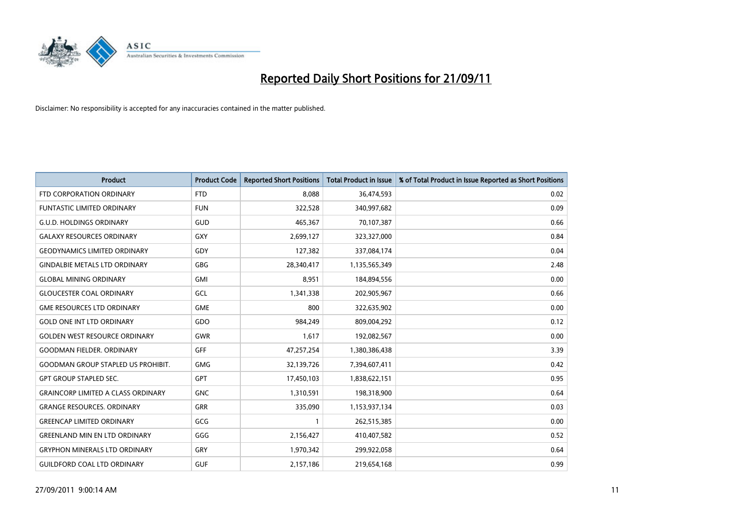# Reported Daily Short Positions for 21/09/11

Disclaimer: No responsibility is accepted for any inaccuracies contained in the matter published.

| Product | Product Code | Reported Short Positions | Total Product in Issue | % of Total Product in Issue Reported as Short Positions |
|---|---|---|---|---|
| FTD CORPORATION ORDINARY | FTD | 8,088 | 36,474,593 | 0.02 |
| FUNTASTIC LIMITED ORDINARY | FUN | 322,528 | 340,997,682 | 0.09 |
| G.U.D. HOLDINGS ORDINARY | GUD | 465,367 | 70,107,387 | 0.66 |
| GALAXY RESOURCES ORDINARY | GXY | 2,699,127 | 323,327,000 | 0.84 |
| GEODYNAMICS LIMITED ORDINARY | GDY | 127,382 | 337,084,174 | 0.04 |
| GINDALBIE METALS LTD ORDINARY | GBG | 28,340,417 | 1,135,565,349 | 2.48 |
| GLOBAL MINING ORDINARY | GMI | 8,951 | 184,894,556 | 0.00 |
| GLOUCESTER COAL ORDINARY | GCL | 1,341,338 | 202,905,967 | 0.66 |
| GME RESOURCES LTD ORDINARY | GME | 800 | 322,635,902 | 0.00 |
| GOLD ONE INT LTD ORDINARY | GDO | 984,249 | 809,004,292 | 0.12 |
| GOLDEN WEST RESOURCE ORDINARY | GWR | 1,617 | 192,082,567 | 0.00 |
| GOODMAN FIELDER. ORDINARY | GFF | 47,257,254 | 1,380,386,438 | 3.39 |
| GOODMAN GROUP STAPLED US PROHIBIT. | GMG | 32,139,726 | 7,394,607,411 | 0.42 |
| GPT GROUP STAPLED SEC. | GPT | 17,450,103 | 1,838,622,151 | 0.95 |
| GRAINCORP LIMITED A CLASS ORDINARY | GNC | 1,310,591 | 198,318,900 | 0.64 |
| GRANGE RESOURCES. ORDINARY | GRR | 335,090 | 1,153,937,134 | 0.03 |
| GREENCAP LIMITED ORDINARY | GCG | 1 | 262,515,385 | 0.00 |
| GREENLAND MIN EN LTD ORDINARY | GGG | 2,156,427 | 410,407,582 | 0.52 |
| GRYPHON MINERALS LTD ORDINARY | GRY | 1,970,342 | 299,922,058 | 0.64 |
| GUILDFORD COAL LTD ORDINARY | GUF | 2,157,186 | 219,654,168 | 0.99 |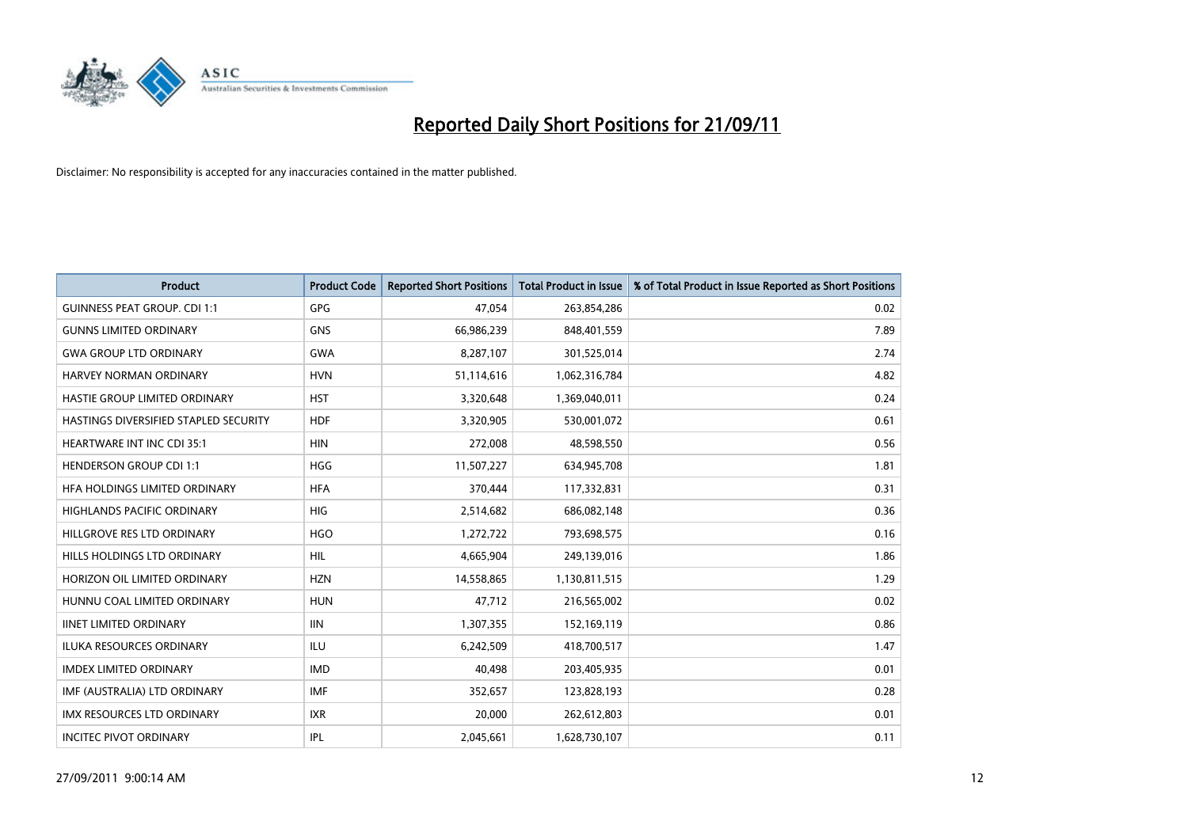# Reported Daily Short Positions for 21/09/11

Disclaimer: No responsibility is accepted for any inaccuracies contained in the matter published.

| Product | Product Code | Reported Short Positions | Total Product in Issue | % of Total Product in Issue Reported as Short Positions |
|---|---|---|---|---|
| GUINNESS PEAT GROUP. CDI 1:1 | GPG | 47,054 | 263,854,286 | 0.02 |
| GUNNS LIMITED ORDINARY | GNS | 66,986,239 | 848,401,559 | 7.89 |
| GWA GROUP LTD ORDINARY | GWA | 8,287,107 | 301,525,014 | 2.74 |
| HARVEY NORMAN ORDINARY | HVN | 51,114,616 | 1,062,316,784 | 4.82 |
| HASTIE GROUP LIMITED ORDINARY | HST | 3,320,648 | 1,369,040,011 | 0.24 |
| HASTINGS DIVERSIFIED STAPLED SECURITY | HDF | 3,320,905 | 530,001,072 | 0.61 |
| HEARTWARE INT INC CDI 35:1 | HIN | 272,008 | 48,598,550 | 0.56 |
| HENDERSON GROUP CDI 1:1 | HGG | 11,507,227 | 634,945,708 | 1.81 |
| HFA HOLDINGS LIMITED ORDINARY | HFA | 370,444 | 117,332,831 | 0.31 |
| HIGHLANDS PACIFIC ORDINARY | HIG | 2,514,682 | 686,082,148 | 0.36 |
| HILLGROVE RES LTD ORDINARY | HGO | 1,272,722 | 793,698,575 | 0.16 |
| HILLS HOLDINGS LTD ORDINARY | HIL | 4,665,904 | 249,139,016 | 1.86 |
| HORIZON OIL LIMITED ORDINARY | HZN | 14,558,865 | 1,130,811,515 | 1.29 |
| HUNNU COAL LIMITED ORDINARY | HUN | 47,712 | 216,565,002 | 0.02 |
| IINET LIMITED ORDINARY | IIN | 1,307,355 | 152,169,119 | 0.86 |
| ILUKA RESOURCES ORDINARY | ILU | 6,242,509 | 418,700,517 | 1.47 |
| IMDEX LIMITED ORDINARY | IMD | 40,498 | 203,405,935 | 0.01 |
| IMF (AUSTRALIA) LTD ORDINARY | IMF | 352,657 | 123,828,193 | 0.28 |
| IMX RESOURCES LTD ORDINARY | IXR | 20,000 | 262,612,803 | 0.01 |
| INCITEC PIVOT ORDINARY | IPL | 2,045,661 | 1,628,730,107 | 0.11 |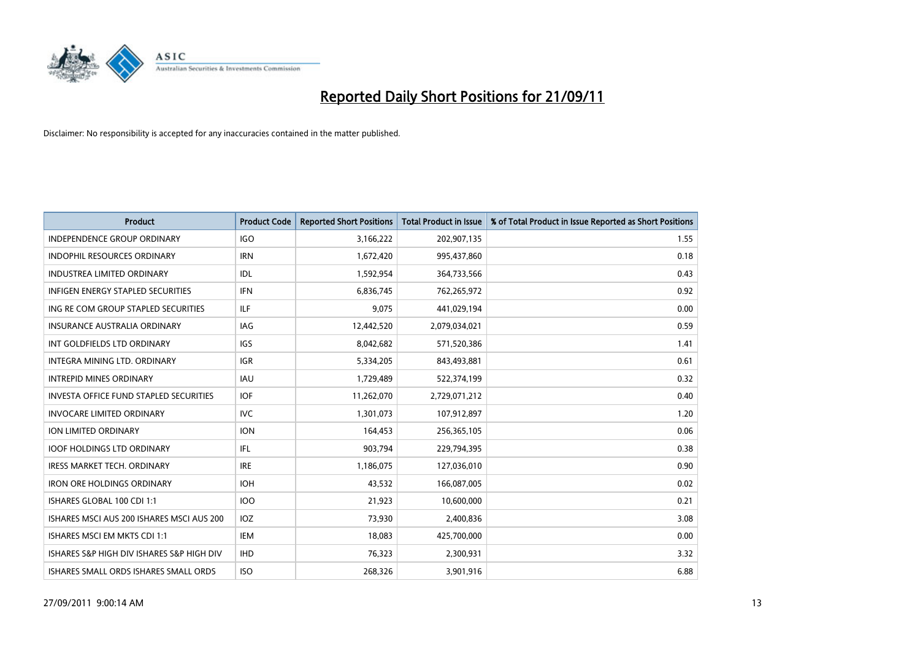# Reported Daily Short Positions for 21/09/11

Disclaimer: No responsibility is accepted for any inaccuracies contained in the matter published.

| Product | Product Code | Reported Short Positions | Total Product in Issue | % of Total Product in Issue Reported as Short Positions |
|---|---|---|---|---|
| INDEPENDENCE GROUP ORDINARY | IGO | 3,166,222 | 202,907,135 | 1.55 |
| INDOPHIL RESOURCES ORDINARY | IRN | 1,672,420 | 995,437,860 | 0.18 |
| INDUSTREA LIMITED ORDINARY | IDL | 1,592,954 | 364,733,566 | 0.43 |
| INFIGEN ENERGY STAPLED SECURITIES | IFN | 6,836,745 | 762,265,972 | 0.92 |
| ING RE COM GROUP STAPLED SECURITIES | ILF | 9,075 | 441,029,194 | 0.00 |
| INSURANCE AUSTRALIA ORDINARY | IAG | 12,442,520 | 2,079,034,021 | 0.59 |
| INT GOLDFIELDS LTD ORDINARY | IGS | 8,042,682 | 571,520,386 | 1.41 |
| INTEGRA MINING LTD. ORDINARY | IGR | 5,334,205 | 843,493,881 | 0.61 |
| INTREPID MINES ORDINARY | IAU | 1,729,489 | 522,374,199 | 0.32 |
| INVESTA OFFICE FUND STAPLED SECURITIES | IOF | 11,262,070 | 2,729,071,212 | 0.40 |
| INVOCARE LIMITED ORDINARY | IVC | 1,301,073 | 107,912,897 | 1.20 |
| ION LIMITED ORDINARY | ION | 164,453 | 256,365,105 | 0.06 |
| IOOF HOLDINGS LTD ORDINARY | IFL | 903,794 | 229,794,395 | 0.38 |
| IRESS MARKET TECH. ORDINARY | IRE | 1,186,075 | 127,036,010 | 0.90 |
| IRON ORE HOLDINGS ORDINARY | IOH | 43,532 | 166,087,005 | 0.02 |
| ISHARES GLOBAL 100 CDI 1:1 | IOO | 21,923 | 10,600,000 | 0.21 |
| ISHARES MSCI AUS 200 ISHARES MSCI AUS 200 | IOZ | 73,930 | 2,400,836 | 3.08 |
| ISHARES MSCI EM MKTS CDI 1:1 | IEM | 18,083 | 425,700,000 | 0.00 |
| ISHARES S&P HIGH DIV ISHARES S&P HIGH DIV | IHD | 76,323 | 2,300,931 | 3.32 |
| ISHARES SMALL ORDS ISHARES SMALL ORDS | ISO | 268,326 | 3,901,916 | 6.88 |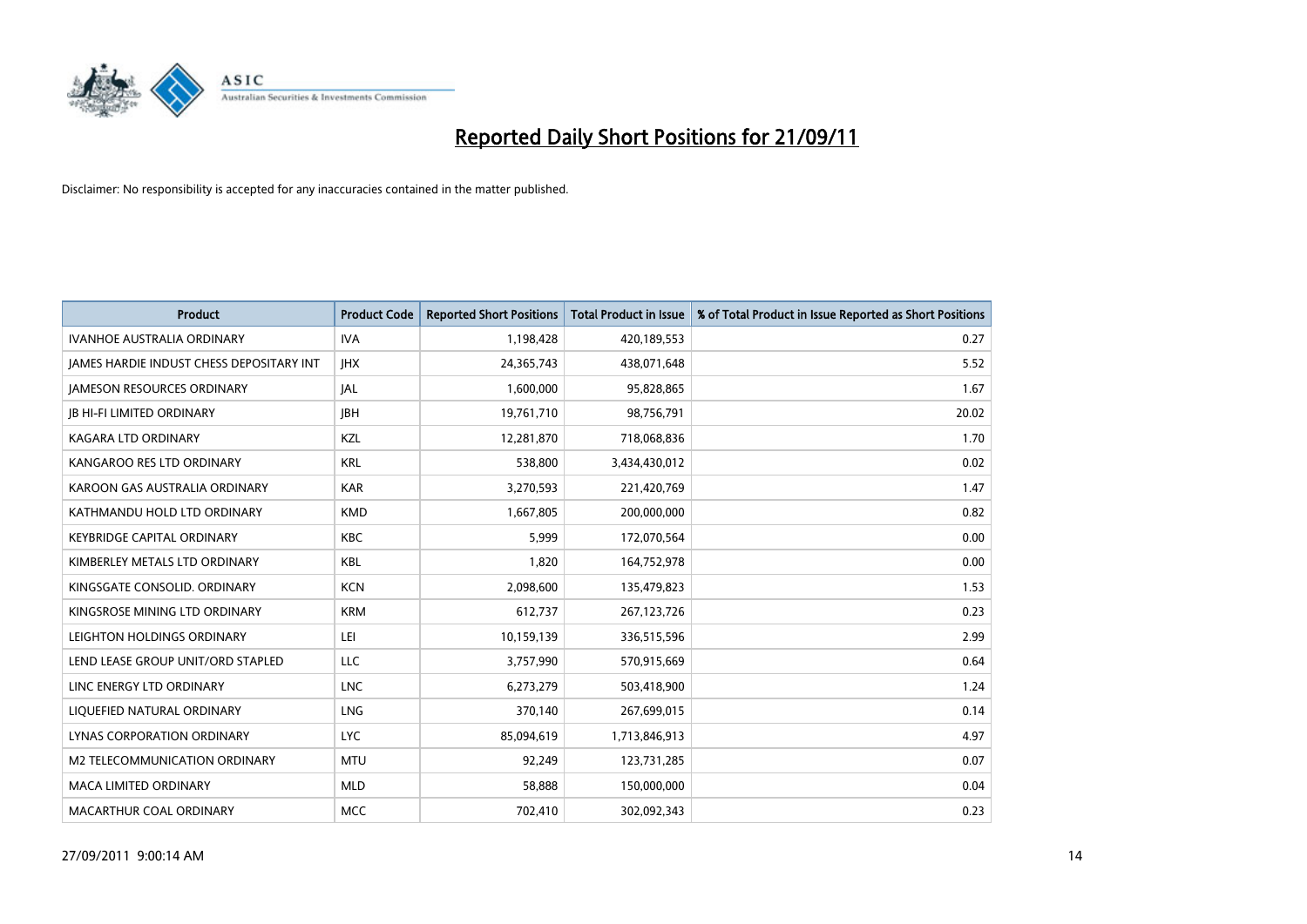# Reported Daily Short Positions for 21/09/11

Disclaimer: No responsibility is accepted for any inaccuracies contained in the matter published.

| Product | Product Code | Reported Short Positions | Total Product in Issue | % of Total Product in Issue Reported as Short Positions |
|---|---|---|---|---|
| IVANHOE AUSTRALIA ORDINARY | IVA | 1,198,428 | 420,189,553 | 0.27 |
| JAMES HARDIE INDUST CHESS DEPOSITARY INT | JHX | 24,365,743 | 438,071,648 | 5.52 |
| JAMESON RESOURCES ORDINARY | JAL | 1,600,000 | 95,828,865 | 1.67 |
| JB HI-FI LIMITED ORDINARY | JBH | 19,761,710 | 98,756,791 | 20.02 |
| KAGARA LTD ORDINARY | KZL | 12,281,870 | 718,068,836 | 1.70 |
| KANGAROO RES LTD ORDINARY | KRL | 538,800 | 3,434,430,012 | 0.02 |
| KAROON GAS AUSTRALIA ORDINARY | KAR | 3,270,593 | 221,420,769 | 1.47 |
| KATHMANDU HOLD LTD ORDINARY | KMD | 1,667,805 | 200,000,000 | 0.82 |
| KEYBRIDGE CAPITAL ORDINARY | KBC | 5,999 | 172,070,564 | 0.00 |
| KIMBERLEY METALS LTD ORDINARY | KBL | 1,820 | 164,752,978 | 0.00 |
| KINGSGATE CONSOLID. ORDINARY | KCN | 2,098,600 | 135,479,823 | 1.53 |
| KINGSROSE MINING LTD ORDINARY | KRM | 612,737 | 267,123,726 | 0.23 |
| LEIGHTON HOLDINGS ORDINARY | LEI | 10,159,139 | 336,515,596 | 2.99 |
| LEND LEASE GROUP UNIT/ORD STAPLED | LLC | 3,757,990 | 570,915,669 | 0.64 |
| LINC ENERGY LTD ORDINARY | LNC | 6,273,279 | 503,418,900 | 1.24 |
| LIQUEFIED NATURAL ORDINARY | LNG | 370,140 | 267,699,015 | 0.14 |
| LYNAS CORPORATION ORDINARY | LYC | 85,094,619 | 1,713,846,913 | 4.97 |
| M2 TELECOMMUNICATION ORDINARY | MTU | 92,249 | 123,731,285 | 0.07 |
| MACA LIMITED ORDINARY | MLD | 58,888 | 150,000,000 | 0.04 |
| MACARTHUR COAL ORDINARY | MCC | 702,410 | 302,092,343 | 0.23 |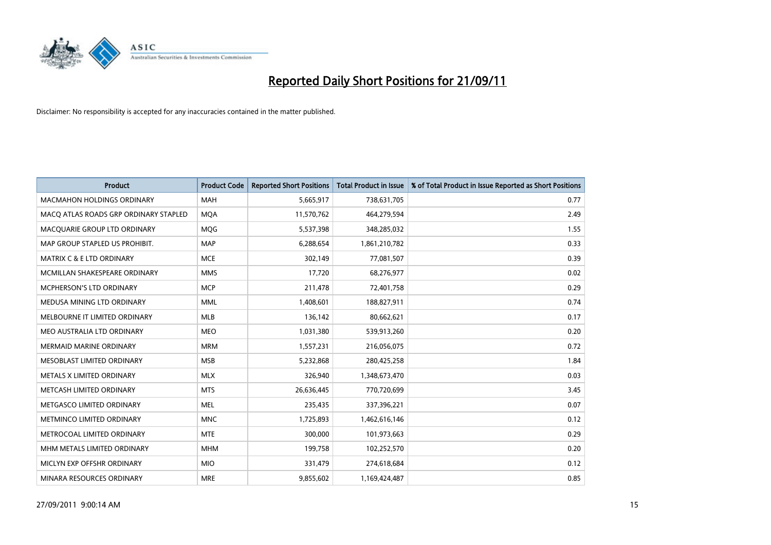# Reported Daily Short Positions for 21/09/11

Disclaimer: No responsibility is accepted for any inaccuracies contained in the matter published.

| Product | Product Code | Reported Short Positions | Total Product in Issue | % of Total Product in Issue Reported as Short Positions |
|---|---|---|---|---|
| MACMAHON HOLDINGS ORDINARY | MAH | 5,665,917 | 738,631,705 | 0.77 |
| MACQ ATLAS ROADS GRP ORDINARY STAPLED | MQA | 11,570,762 | 464,279,594 | 2.49 |
| MACQUARIE GROUP LTD ORDINARY | MQG | 5,537,398 | 348,285,032 | 1.55 |
| MAP GROUP STAPLED US PROHIBIT. | MAP | 6,288,654 | 1,861,210,782 | 0.33 |
| MATRIX C & E LTD ORDINARY | MCE | 302,149 | 77,081,507 | 0.39 |
| MCMILLAN SHAKESPEARE ORDINARY | MMS | 17,720 | 68,276,977 | 0.02 |
| MCPHERSON'S LTD ORDINARY | MCP | 211,478 | 72,401,758 | 0.29 |
| MEDUSA MINING LTD ORDINARY | MML | 1,408,601 | 188,827,911 | 0.74 |
| MELBOURNE IT LIMITED ORDINARY | MLB | 136,142 | 80,662,621 | 0.17 |
| MEO AUSTRALIA LTD ORDINARY | MEO | 1,031,380 | 539,913,260 | 0.20 |
| MERMAID MARINE ORDINARY | MRM | 1,557,231 | 216,056,075 | 0.72 |
| MESOBLAST LIMITED ORDINARY | MSB | 5,232,868 | 280,425,258 | 1.84 |
| METALS X LIMITED ORDINARY | MLX | 326,940 | 1,348,673,470 | 0.03 |
| METCASH LIMITED ORDINARY | MTS | 26,636,445 | 770,720,699 | 3.45 |
| METGASCO LIMITED ORDINARY | MEL | 235,435 | 337,396,221 | 0.07 |
| METMINCO LIMITED ORDINARY | MNC | 1,725,893 | 1,462,616,146 | 0.12 |
| METROCOAL LIMITED ORDINARY | MTE | 300,000 | 101,973,663 | 0.29 |
| MHM METALS LIMITED ORDINARY | MHM | 199,758 | 102,252,570 | 0.20 |
| MICLYN EXP OFFSHR ORDINARY | MIO | 331,479 | 274,618,684 | 0.12 |
| MINARA RESOURCES ORDINARY | MRE | 9,855,602 | 1,169,424,487 | 0.85 |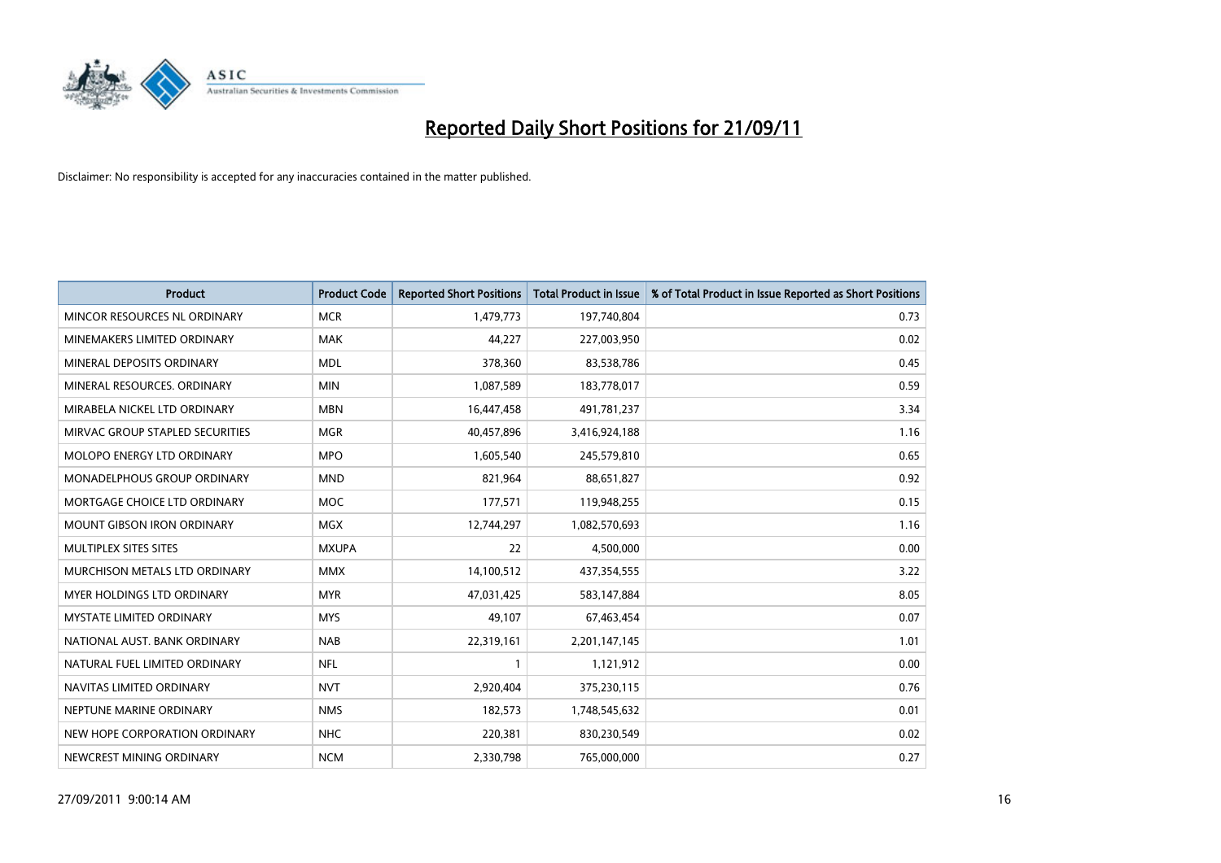# Reported Daily Short Positions for 21/09/11

Disclaimer: No responsibility is accepted for any inaccuracies contained in the matter published.

| Product | Product Code | Reported Short Positions | Total Product in Issue | % of Total Product in Issue Reported as Short Positions |
|---|---|---|---|---|
| MINCOR RESOURCES NL ORDINARY | MCR | 1,479,773 | 197,740,804 | 0.73 |
| MINEMAKERS LIMITED ORDINARY | MAK | 44,227 | 227,003,950 | 0.02 |
| MINERAL DEPOSITS ORDINARY | MDL | 378,360 | 83,538,786 | 0.45 |
| MINERAL RESOURCES. ORDINARY | MIN | 1,087,589 | 183,778,017 | 0.59 |
| MIRABELA NICKEL LTD ORDINARY | MBN | 16,447,458 | 491,781,237 | 3.34 |
| MIRVAC GROUP STAPLED SECURITIES | MGR | 40,457,896 | 3,416,924,188 | 1.16 |
| MOLOPO ENERGY LTD ORDINARY | MPO | 1,605,540 | 245,579,810 | 0.65 |
| MONADELPHOUS GROUP ORDINARY | MND | 821,964 | 88,651,827 | 0.92 |
| MORTGAGE CHOICE LTD ORDINARY | MOC | 177,571 | 119,948,255 | 0.15 |
| MOUNT GIBSON IRON ORDINARY | MGX | 12,744,297 | 1,082,570,693 | 1.16 |
| MULTIPLEX SITES SITES | MXUPA | 22 | 4,500,000 | 0.00 |
| MURCHISON METALS LTD ORDINARY | MMX | 14,100,512 | 437,354,555 | 3.22 |
| MYER HOLDINGS LTD ORDINARY | MYR | 47,031,425 | 583,147,884 | 8.05 |
| MYSTATE LIMITED ORDINARY | MYS | 49,107 | 67,463,454 | 0.07 |
| NATIONAL AUST. BANK ORDINARY | NAB | 22,319,161 | 2,201,147,145 | 1.01 |
| NATURAL FUEL LIMITED ORDINARY | NFL | 1 | 1,121,912 | 0.00 |
| NAVITAS LIMITED ORDINARY | NVT | 2,920,404 | 375,230,115 | 0.76 |
| NEPTUNE MARINE ORDINARY | NMS | 182,573 | 1,748,545,632 | 0.01 |
| NEW HOPE CORPORATION ORDINARY | NHC | 220,381 | 830,230,549 | 0.02 |
| NEWCREST MINING ORDINARY | NCM | 2,330,798 | 765,000,000 | 0.27 |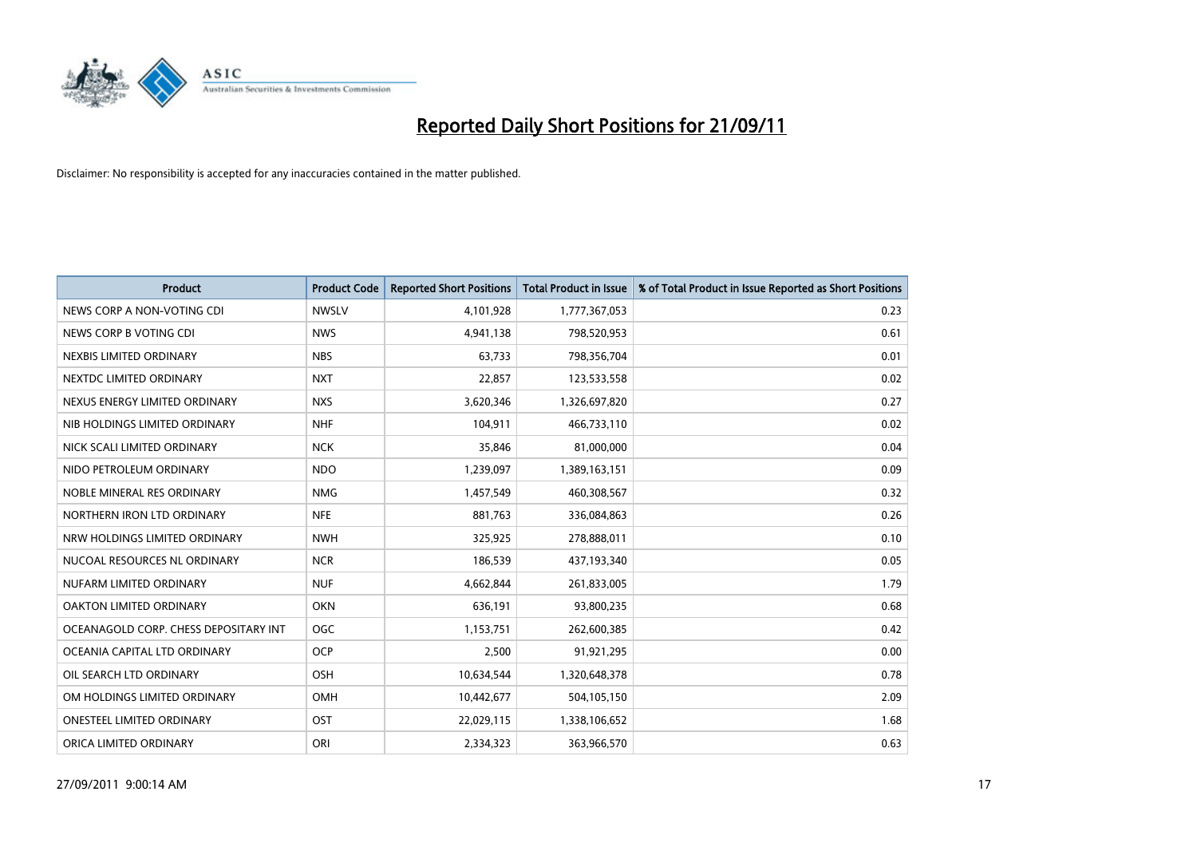# Reported Daily Short Positions for 21/09/11

Disclaimer: No responsibility is accepted for any inaccuracies contained in the matter published.

| Product | Product Code | Reported Short Positions | Total Product in Issue | % of Total Product in Issue Reported as Short Positions |
|---|---|---|---|---|
| NEWS CORP A NON-VOTING CDI | NWSLV | 4,101,928 | 1,777,367,053 | 0.23 |
| NEWS CORP B VOTING CDI | NWS | 4,941,138 | 798,520,953 | 0.61 |
| NEXBIS LIMITED ORDINARY | NBS | 63,733 | 798,356,704 | 0.01 |
| NEXTDC LIMITED ORDINARY | NXT | 22,857 | 123,533,558 | 0.02 |
| NEXUS ENERGY LIMITED ORDINARY | NXS | 3,620,346 | 1,326,697,820 | 0.27 |
| NIB HOLDINGS LIMITED ORDINARY | NHF | 104,911 | 466,733,110 | 0.02 |
| NICK SCALI LIMITED ORDINARY | NCK | 35,846 | 81,000,000 | 0.04 |
| NIDO PETROLEUM ORDINARY | NDO | 1,239,097 | 1,389,163,151 | 0.09 |
| NOBLE MINERAL RES ORDINARY | NMG | 1,457,549 | 460,308,567 | 0.32 |
| NORTHERN IRON LTD ORDINARY | NFE | 881,763 | 336,084,863 | 0.26 |
| NRW HOLDINGS LIMITED ORDINARY | NWH | 325,925 | 278,888,011 | 0.10 |
| NUCOAL RESOURCES NL ORDINARY | NCR | 186,539 | 437,193,340 | 0.05 |
| NUFARM LIMITED ORDINARY | NUF | 4,662,844 | 261,833,005 | 1.79 |
| OAKTON LIMITED ORDINARY | OKN | 636,191 | 93,800,235 | 0.68 |
| OCEANAGOLD CORP. CHESS DEPOSITARY INT | OGC | 1,153,751 | 262,600,385 | 0.42 |
| OCEANIA CAPITAL LTD ORDINARY | OCP | 2,500 | 91,921,295 | 0.00 |
| OIL SEARCH LTD ORDINARY | OSH | 10,634,544 | 1,320,648,378 | 0.78 |
| OM HOLDINGS LIMITED ORDINARY | OMH | 10,442,677 | 504,105,150 | 2.09 |
| ONESTEEL LIMITED ORDINARY | OST | 22,029,115 | 1,338,106,652 | 1.68 |
| ORICA LIMITED ORDINARY | ORI | 2,334,323 | 363,966,570 | 0.63 |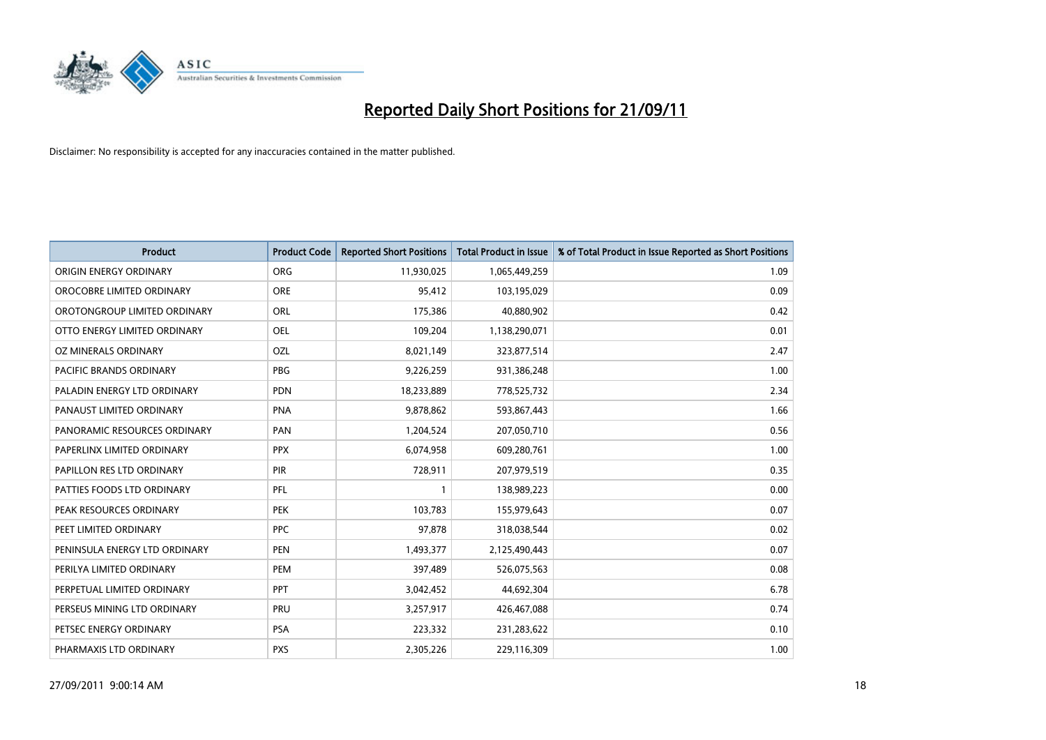# Reported Daily Short Positions for 21/09/11

Disclaimer: No responsibility is accepted for any inaccuracies contained in the matter published.

| Product | Product Code | Reported Short Positions | Total Product in Issue | % of Total Product in Issue Reported as Short Positions |
|---|---|---|---|---|
| ORIGIN ENERGY ORDINARY | ORG | 11,930,025 | 1,065,449,259 | 1.09 |
| OROCOBRE LIMITED ORDINARY | ORE | 95,412 | 103,195,029 | 0.09 |
| OROTONGROUP LIMITED ORDINARY | ORL | 175,386 | 40,880,902 | 0.42 |
| OTTO ENERGY LIMITED ORDINARY | OEL | 109,204 | 1,138,290,071 | 0.01 |
| OZ MINERALS ORDINARY | OZL | 8,021,149 | 323,877,514 | 2.47 |
| PACIFIC BRANDS ORDINARY | PBG | 9,226,259 | 931,386,248 | 1.00 |
| PALADIN ENERGY LTD ORDINARY | PDN | 18,233,889 | 778,525,732 | 2.34 |
| PANAUST LIMITED ORDINARY | PNA | 9,878,862 | 593,867,443 | 1.66 |
| PANORAMIC RESOURCES ORDINARY | PAN | 1,204,524 | 207,050,710 | 0.56 |
| PAPERLINX LIMITED ORDINARY | PPX | 6,074,958 | 609,280,761 | 1.00 |
| PAPILLON RES LTD ORDINARY | PIR | 728,911 | 207,979,519 | 0.35 |
| PATTIES FOODS LTD ORDINARY | PFL | 1 | 138,989,223 | 0.00 |
| PEAK RESOURCES ORDINARY | PEK | 103,783 | 155,979,643 | 0.07 |
| PEET LIMITED ORDINARY | PPC | 97,878 | 318,038,544 | 0.02 |
| PENINSULA ENERGY LTD ORDINARY | PEN | 1,493,377 | 2,125,490,443 | 0.07 |
| PERILYA LIMITED ORDINARY | PEM | 397,489 | 526,075,563 | 0.08 |
| PERPETUAL LIMITED ORDINARY | PPT | 3,042,452 | 44,692,304 | 6.78 |
| PERSEUS MINING LTD ORDINARY | PRU | 3,257,917 | 426,467,088 | 0.74 |
| PETSEC ENERGY ORDINARY | PSA | 223,332 | 231,283,622 | 0.10 |
| PHARMAXIS LTD ORDINARY | PXS | 2,305,226 | 229,116,309 | 1.00 |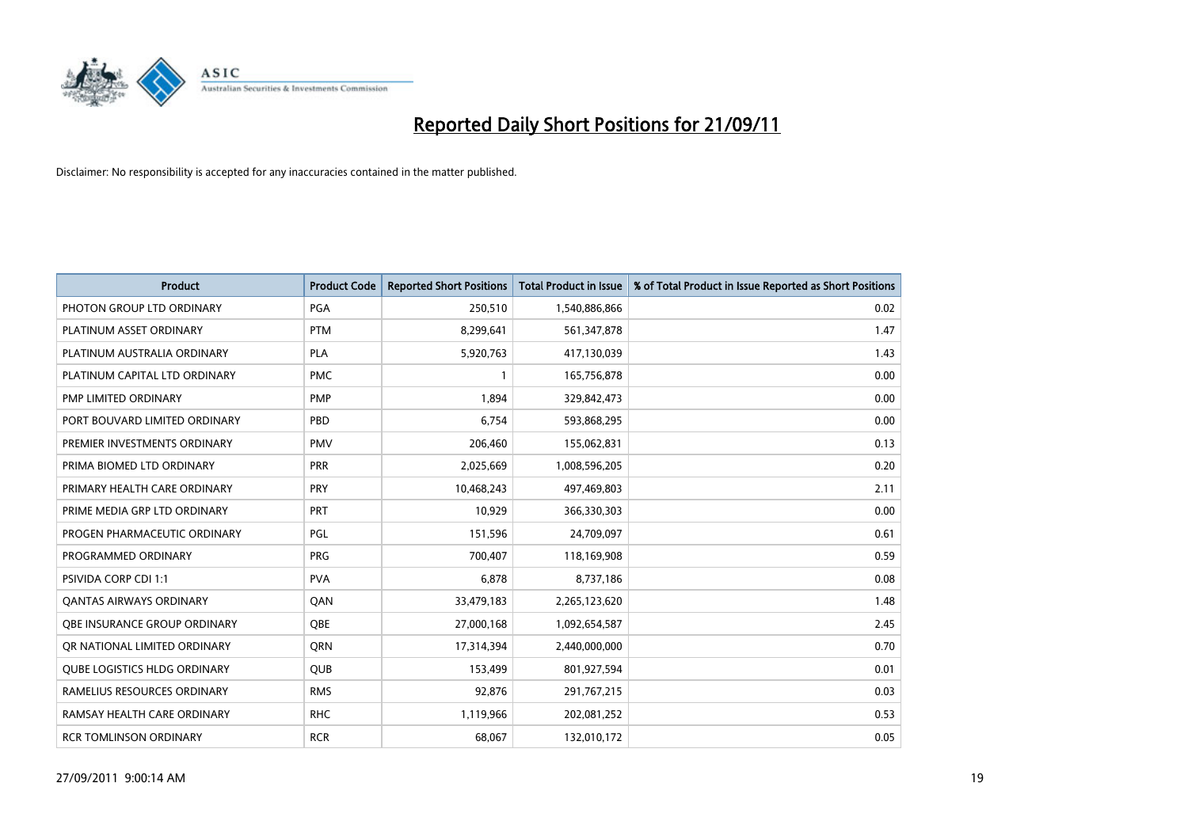# Reported Daily Short Positions for 21/09/11

Disclaimer: No responsibility is accepted for any inaccuracies contained in the matter published.

| Product | Product Code | Reported Short Positions | Total Product in Issue | % of Total Product in Issue Reported as Short Positions |
|---|---|---|---|---|
| PHOTON GROUP LTD ORDINARY | PGA | 250,510 | 1,540,886,866 | 0.02 |
| PLATINUM ASSET ORDINARY | PTM | 8,299,641 | 561,347,878 | 1.47 |
| PLATINUM AUSTRALIA ORDINARY | PLA | 5,920,763 | 417,130,039 | 1.43 |
| PLATINUM CAPITAL LTD ORDINARY | PMC | 1 | 165,756,878 | 0.00 |
| PMP LIMITED ORDINARY | PMP | 1,894 | 329,842,473 | 0.00 |
| PORT BOUVARD LIMITED ORDINARY | PBD | 6,754 | 593,868,295 | 0.00 |
| PREMIER INVESTMENTS ORDINARY | PMV | 206,460 | 155,062,831 | 0.13 |
| PRIMA BIOMED LTD ORDINARY | PRR | 2,025,669 | 1,008,596,205 | 0.20 |
| PRIMARY HEALTH CARE ORDINARY | PRY | 10,468,243 | 497,469,803 | 2.11 |
| PRIME MEDIA GRP LTD ORDINARY | PRT | 10,929 | 366,330,303 | 0.00 |
| PROGEN PHARMACEUTIC ORDINARY | PGL | 151,596 | 24,709,097 | 0.61 |
| PROGRAMMED ORDINARY | PRG | 700,407 | 118,169,908 | 0.59 |
| PSIVIDA CORP CDI 1:1 | PVA | 6,878 | 8,737,186 | 0.08 |
| QANTAS AIRWAYS ORDINARY | QAN | 33,479,183 | 2,265,123,620 | 1.48 |
| QBE INSURANCE GROUP ORDINARY | QBE | 27,000,168 | 1,092,654,587 | 2.45 |
| QR NATIONAL LIMITED ORDINARY | QRN | 17,314,394 | 2,440,000,000 | 0.70 |
| QUBE LOGISTICS HLDG ORDINARY | QUB | 153,499 | 801,927,594 | 0.01 |
| RAMELIUS RESOURCES ORDINARY | RMS | 92,876 | 291,767,215 | 0.03 |
| RAMSAY HEALTH CARE ORDINARY | RHC | 1,119,966 | 202,081,252 | 0.53 |
| RCR TOMLINSON ORDINARY | RCR | 68,067 | 132,010,172 | 0.05 |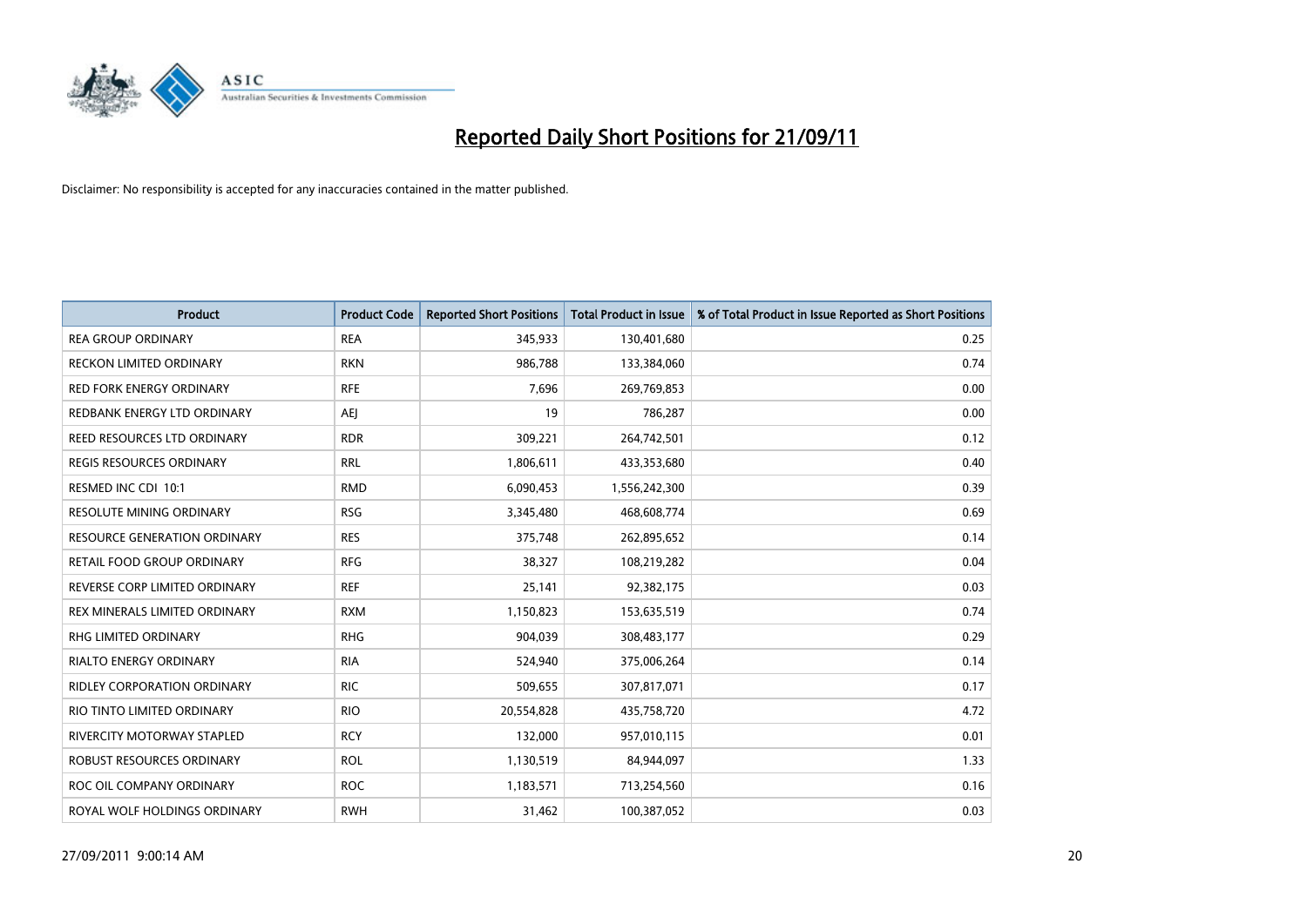# Reported Daily Short Positions for 21/09/11

Disclaimer: No responsibility is accepted for any inaccuracies contained in the matter published.

| Product | Product Code | Reported Short Positions | Total Product in Issue | % of Total Product in Issue Reported as Short Positions |
|---|---|---|---|---|
| REA GROUP ORDINARY | REA | 345,933 | 130,401,680 | 0.25 |
| RECKON LIMITED ORDINARY | RKN | 986,788 | 133,384,060 | 0.74 |
| RED FORK ENERGY ORDINARY | RFE | 7,696 | 269,769,853 | 0.00 |
| REDBANK ENERGY LTD ORDINARY | AEJ | 19 | 786,287 | 0.00 |
| REED RESOURCES LTD ORDINARY | RDR | 309,221 | 264,742,501 | 0.12 |
| REGIS RESOURCES ORDINARY | RRL | 1,806,611 | 433,353,680 | 0.40 |
| RESMED INC CDI 10:1 | RMD | 6,090,453 | 1,556,242,300 | 0.39 |
| RESOLUTE MINING ORDINARY | RSG | 3,345,480 | 468,608,774 | 0.69 |
| RESOURCE GENERATION ORDINARY | RES | 375,748 | 262,895,652 | 0.14 |
| RETAIL FOOD GROUP ORDINARY | RFG | 38,327 | 108,219,282 | 0.04 |
| REVERSE CORP LIMITED ORDINARY | REF | 25,141 | 92,382,175 | 0.03 |
| REX MINERALS LIMITED ORDINARY | RXM | 1,150,823 | 153,635,519 | 0.74 |
| RHG LIMITED ORDINARY | RHG | 904,039 | 308,483,177 | 0.29 |
| RIALTO ENERGY ORDINARY | RIA | 524,940 | 375,006,264 | 0.14 |
| RIDLEY CORPORATION ORDINARY | RIC | 509,655 | 307,817,071 | 0.17 |
| RIO TINTO LIMITED ORDINARY | RIO | 20,554,828 | 435,758,720 | 4.72 |
| RIVERCITY MOTORWAY STAPLED | RCY | 132,000 | 957,010,115 | 0.01 |
| ROBUST RESOURCES ORDINARY | ROL | 1,130,519 | 84,944,097 | 1.33 |
| ROC OIL COMPANY ORDINARY | ROC | 1,183,571 | 713,254,560 | 0.16 |
| ROYAL WOLF HOLDINGS ORDINARY | RWH | 31,462 | 100,387,052 | 0.03 |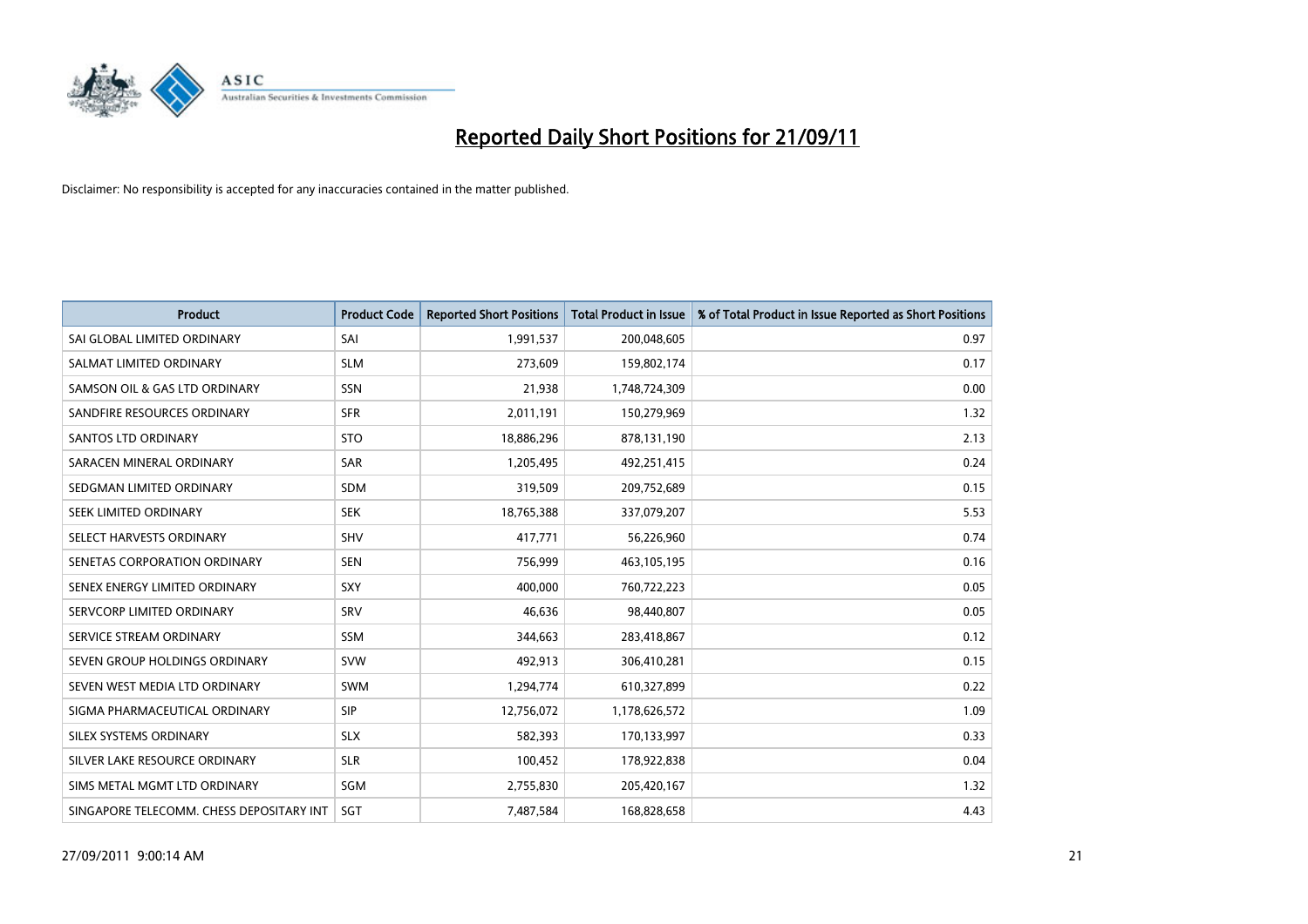# Reported Daily Short Positions for 21/09/11

Disclaimer: No responsibility is accepted for any inaccuracies contained in the matter published.

| Product | Product Code | Reported Short Positions | Total Product in Issue | % of Total Product in Issue Reported as Short Positions |
|---|---|---|---|---|
| SAI GLOBAL LIMITED ORDINARY | SAI | 1,991,537 | 200,048,605 | 0.97 |
| SALMAT LIMITED ORDINARY | SLM | 273,609 | 159,802,174 | 0.17 |
| SAMSON OIL & GAS LTD ORDINARY | SSN | 21,938 | 1,748,724,309 | 0.00 |
| SANDFIRE RESOURCES ORDINARY | SFR | 2,011,191 | 150,279,969 | 1.32 |
| SANTOS LTD ORDINARY | STO | 18,886,296 | 878,131,190 | 2.13 |
| SARACEN MINERAL ORDINARY | SAR | 1,205,495 | 492,251,415 | 0.24 |
| SEDGMAN LIMITED ORDINARY | SDM | 319,509 | 209,752,689 | 0.15 |
| SEEK LIMITED ORDINARY | SEK | 18,765,388 | 337,079,207 | 5.53 |
| SELECT HARVESTS ORDINARY | SHV | 417,771 | 56,226,960 | 0.74 |
| SENETAS CORPORATION ORDINARY | SEN | 756,999 | 463,105,195 | 0.16 |
| SENEX ENERGY LIMITED ORDINARY | SXY | 400,000 | 760,722,223 | 0.05 |
| SERVCORP LIMITED ORDINARY | SRV | 46,636 | 98,440,807 | 0.05 |
| SERVICE STREAM ORDINARY | SSM | 344,663 | 283,418,867 | 0.12 |
| SEVEN GROUP HOLDINGS ORDINARY | SVW | 492,913 | 306,410,281 | 0.15 |
| SEVEN WEST MEDIA LTD ORDINARY | SWM | 1,294,774 | 610,327,899 | 0.22 |
| SIGMA PHARMACEUTICAL ORDINARY | SIP | 12,756,072 | 1,178,626,572 | 1.09 |
| SILEX SYSTEMS ORDINARY | SLX | 582,393 | 170,133,997 | 0.33 |
| SILVER LAKE RESOURCE ORDINARY | SLR | 100,452 | 178,922,838 | 0.04 |
| SIMS METAL MGMT LTD ORDINARY | SGM | 2,755,830 | 205,420,167 | 1.32 |
| SINGAPORE TELECOMM. CHESS DEPOSITARY INT | SGT | 7,487,584 | 168,828,658 | 4.43 |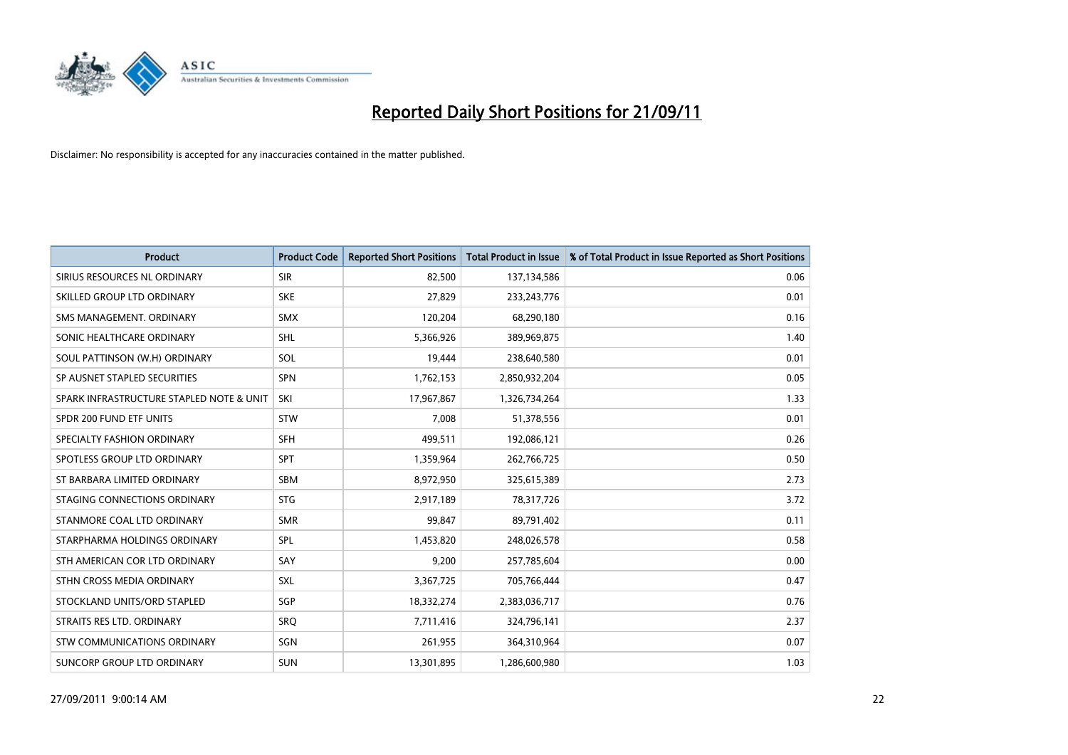# Reported Daily Short Positions for 21/09/11

Disclaimer: No responsibility is accepted for any inaccuracies contained in the matter published.

| Product | Product Code | Reported Short Positions | Total Product in Issue | % of Total Product in Issue Reported as Short Positions |
|---|---|---|---|---|
| SIRIUS RESOURCES NL ORDINARY | SIR | 82,500 | 137,134,586 | 0.06 |
| SKILLED GROUP LTD ORDINARY | SKE | 27,829 | 233,243,776 | 0.01 |
| SMS MANAGEMENT. ORDINARY | SMX | 120,204 | 68,290,180 | 0.16 |
| SONIC HEALTHCARE ORDINARY | SHL | 5,366,926 | 389,969,875 | 1.40 |
| SOUL PATTINSON (W.H) ORDINARY | SOL | 19,444 | 238,640,580 | 0.01 |
| SP AUSNET STAPLED SECURITIES | SPN | 1,762,153 | 2,850,932,204 | 0.05 |
| SPARK INFRASTRUCTURE STAPLED NOTE & UNIT | SKI | 17,967,867 | 1,326,734,264 | 1.33 |
| SPDR 200 FUND ETF UNITS | STW | 7,008 | 51,378,556 | 0.01 |
| SPECIALTY FASHION ORDINARY | SFH | 499,511 | 192,086,121 | 0.26 |
| SPOTLESS GROUP LTD ORDINARY | SPT | 1,359,964 | 262,766,725 | 0.50 |
| ST BARBARA LIMITED ORDINARY | SBM | 8,972,950 | 325,615,389 | 2.73 |
| STAGING CONNECTIONS ORDINARY | STG | 2,917,189 | 78,317,726 | 3.72 |
| STANMORE COAL LTD ORDINARY | SMR | 99,847 | 89,791,402 | 0.11 |
| STARPHARMA HOLDINGS ORDINARY | SPL | 1,453,820 | 248,026,578 | 0.58 |
| STH AMERICAN COR LTD ORDINARY | SAY | 9,200 | 257,785,604 | 0.00 |
| STHN CROSS MEDIA ORDINARY | SXL | 3,367,725 | 705,766,444 | 0.47 |
| STOCKLAND UNITS/ORD STAPLED | SGP | 18,332,274 | 2,383,036,717 | 0.76 |
| STRAITS RES LTD. ORDINARY | SRQ | 7,711,416 | 324,796,141 | 2.37 |
| STW COMMUNICATIONS ORDINARY | SGN | 261,955 | 364,310,964 | 0.07 |
| SUNCORP GROUP LTD ORDINARY | SUN | 13,301,895 | 1,286,600,980 | 1.03 |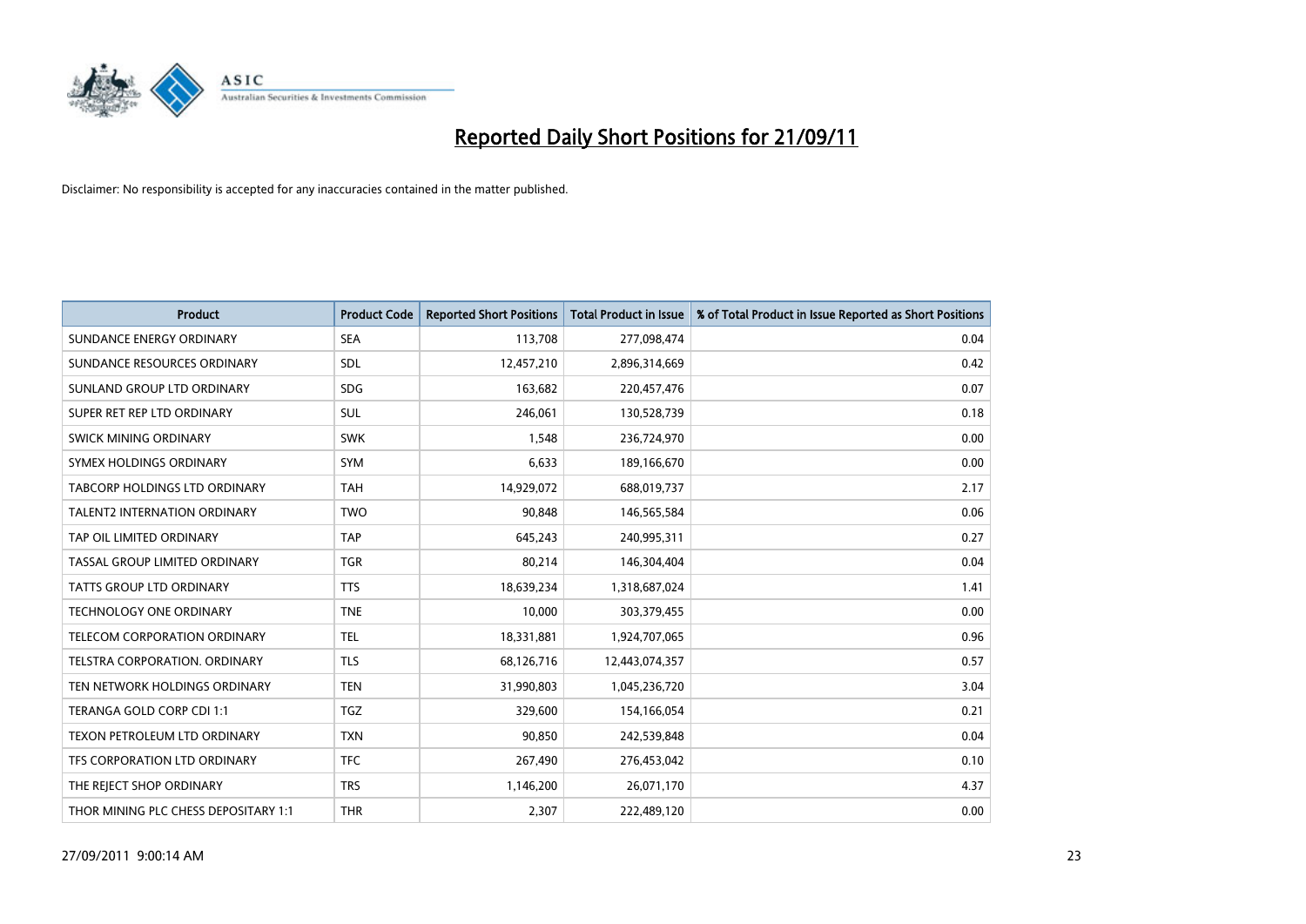# Reported Daily Short Positions for 21/09/11

Disclaimer: No responsibility is accepted for any inaccuracies contained in the matter published.

| Product | Product Code | Reported Short Positions | Total Product in Issue | % of Total Product in Issue Reported as Short Positions |
|---|---|---|---|---|
| SUNDANCE ENERGY ORDINARY | SEA | 113,708 | 277,098,474 | 0.04 |
| SUNDANCE RESOURCES ORDINARY | SDL | 12,457,210 | 2,896,314,669 | 0.42 |
| SUNLAND GROUP LTD ORDINARY | SDG | 163,682 | 220,457,476 | 0.07 |
| SUPER RET REP LTD ORDINARY | SUL | 246,061 | 130,528,739 | 0.18 |
| SWICK MINING ORDINARY | SWK | 1,548 | 236,724,970 | 0.00 |
| SYMEX HOLDINGS ORDINARY | SYM | 6,633 | 189,166,670 | 0.00 |
| TABCORP HOLDINGS LTD ORDINARY | TAH | 14,929,072 | 688,019,737 | 2.17 |
| TALENT2 INTERNATION ORDINARY | TWO | 90,848 | 146,565,584 | 0.06 |
| TAP OIL LIMITED ORDINARY | TAP | 645,243 | 240,995,311 | 0.27 |
| TASSAL GROUP LIMITED ORDINARY | TGR | 80,214 | 146,304,404 | 0.04 |
| TATTS GROUP LTD ORDINARY | TTS | 18,639,234 | 1,318,687,024 | 1.41 |
| TECHNOLOGY ONE ORDINARY | TNE | 10,000 | 303,379,455 | 0.00 |
| TELECOM CORPORATION ORDINARY | TEL | 18,331,881 | 1,924,707,065 | 0.96 |
| TELSTRA CORPORATION. ORDINARY | TLS | 68,126,716 | 12,443,074,357 | 0.57 |
| TEN NETWORK HOLDINGS ORDINARY | TEN | 31,990,803 | 1,045,236,720 | 3.04 |
| TERANGA GOLD CORP CDI 1:1 | TGZ | 329,600 | 154,166,054 | 0.21 |
| TEXON PETROLEUM LTD ORDINARY | TXN | 90,850 | 242,539,848 | 0.04 |
| TFS CORPORATION LTD ORDINARY | TFC | 267,490 | 276,453,042 | 0.10 |
| THE REJECT SHOP ORDINARY | TRS | 1,146,200 | 26,071,170 | 4.37 |
| THOR MINING PLC CHESS DEPOSITARY 1:1 | THR | 2,307 | 222,489,120 | 0.00 |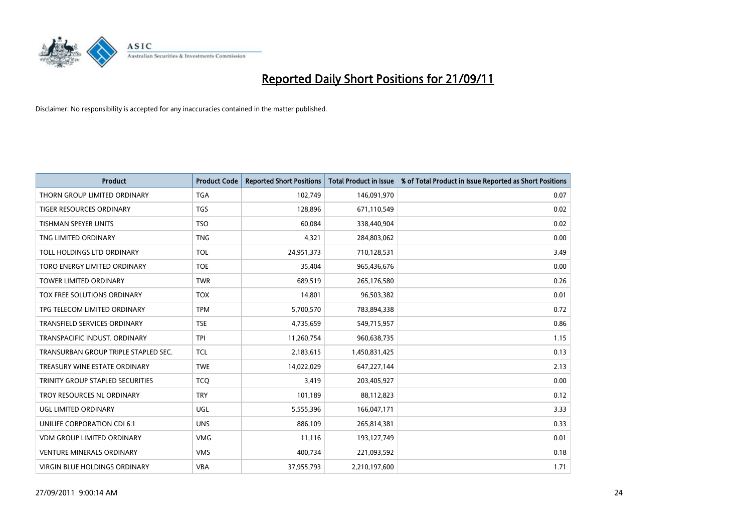# Reported Daily Short Positions for 21/09/11

Disclaimer: No responsibility is accepted for any inaccuracies contained in the matter published.

| Product | Product Code | Reported Short Positions | Total Product in Issue | % of Total Product in Issue Reported as Short Positions |
|---|---|---|---|---|
| THORN GROUP LIMITED ORDINARY | TGA | 102,749 | 146,091,970 | 0.07 |
| TIGER RESOURCES ORDINARY | TGS | 128,896 | 671,110,549 | 0.02 |
| TISHMAN SPEYER UNITS | TSO | 60,084 | 338,440,904 | 0.02 |
| TNG LIMITED ORDINARY | TNG | 4,321 | 284,803,062 | 0.00 |
| TOLL HOLDINGS LTD ORDINARY | TOL | 24,951,373 | 710,128,531 | 3.49 |
| TORO ENERGY LIMITED ORDINARY | TOE | 35,404 | 965,436,676 | 0.00 |
| TOWER LIMITED ORDINARY | TWR | 689,519 | 265,176,580 | 0.26 |
| TOX FREE SOLUTIONS ORDINARY | TOX | 14,801 | 96,503,382 | 0.01 |
| TPG TELECOM LIMITED ORDINARY | TPM | 5,700,570 | 783,894,338 | 0.72 |
| TRANSFIELD SERVICES ORDINARY | TSE | 4,735,659 | 549,715,957 | 0.86 |
| TRANSPACIFIC INDUST. ORDINARY | TPI | 11,260,754 | 960,638,735 | 1.15 |
| TRANSURBAN GROUP TRIPLE STAPLED SEC. | TCL | 2,183,615 | 1,450,831,425 | 0.13 |
| TREASURY WINE ESTATE ORDINARY | TWE | 14,022,029 | 647,227,144 | 2.13 |
| TRINITY GROUP STAPLED SECURITIES | TCQ | 3,419 | 203,405,927 | 0.00 |
| TROY RESOURCES NL ORDINARY | TRY | 101,189 | 88,112,823 | 0.12 |
| UGL LIMITED ORDINARY | UGL | 5,555,396 | 166,047,171 | 3.33 |
| UNILIFE CORPORATION CDI 6:1 | UNS | 886,109 | 265,814,381 | 0.33 |
| VDM GROUP LIMITED ORDINARY | VMG | 11,116 | 193,127,749 | 0.01 |
| VENTURE MINERALS ORDINARY | VMS | 400,734 | 221,093,592 | 0.18 |
| VIRGIN BLUE HOLDINGS ORDINARY | VBA | 37,955,793 | 2,210,197,600 | 1.71 |

27/09/2011 9:00:14 AM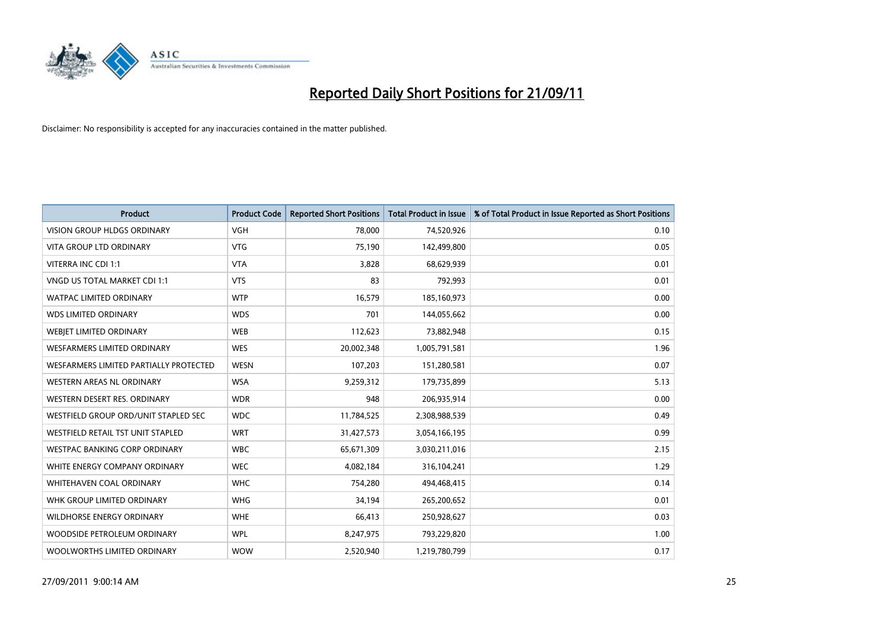# Reported Daily Short Positions for 21/09/11

Disclaimer: No responsibility is accepted for any inaccuracies contained in the matter published.

| Product | Product Code | Reported Short Positions | Total Product in Issue | % of Total Product in Issue Reported as Short Positions |
|---|---|---|---|---|
| VISION GROUP HLDGS ORDINARY | VGH | 78,000 | 74,520,926 | 0.10 |
| VITA GROUP LTD ORDINARY | VTG | 75,190 | 142,499,800 | 0.05 |
| VITERRA INC CDI 1:1 | VTA | 3,828 | 68,629,939 | 0.01 |
| VNGD US TOTAL MARKET CDI 1:1 | VTS | 83 | 792,993 | 0.01 |
| WATPAC LIMITED ORDINARY | WTP | 16,579 | 185,160,973 | 0.00 |
| WDS LIMITED ORDINARY | WDS | 701 | 144,055,662 | 0.00 |
| WEBJET LIMITED ORDINARY | WEB | 112,623 | 73,882,948 | 0.15 |
| WESFARMERS LIMITED ORDINARY | WES | 20,002,348 | 1,005,791,581 | 1.96 |
| WESFARMERS LIMITED PARTIALLY PROTECTED | WESN | 107,203 | 151,280,581 | 0.07 |
| WESTERN AREAS NL ORDINARY | WSA | 9,259,312 | 179,735,899 | 5.13 |
| WESTERN DESERT RES. ORDINARY | WDR | 948 | 206,935,914 | 0.00 |
| WESTFIELD GROUP ORD/UNIT STAPLED SEC | WDC | 11,784,525 | 2,308,988,539 | 0.49 |
| WESTFIELD RETAIL TST UNIT STAPLED | WRT | 31,427,573 | 3,054,166,195 | 0.99 |
| WESTPAC BANKING CORP ORDINARY | WBC | 65,671,309 | 3,030,211,016 | 2.15 |
| WHITE ENERGY COMPANY ORDINARY | WEC | 4,082,184 | 316,104,241 | 1.29 |
| WHITEHAVEN COAL ORDINARY | WHC | 754,280 | 494,468,415 | 0.14 |
| WHK GROUP LIMITED ORDINARY | WHG | 34,194 | 265,200,652 | 0.01 |
| WILDHORSE ENERGY ORDINARY | WHE | 66,413 | 250,928,627 | 0.03 |
| WOODSIDE PETROLEUM ORDINARY | WPL | 8,247,975 | 793,229,820 | 1.00 |
| WOOLWORTHS LIMITED ORDINARY | WOW | 2,520,940 | 1,219,780,799 | 0.17 |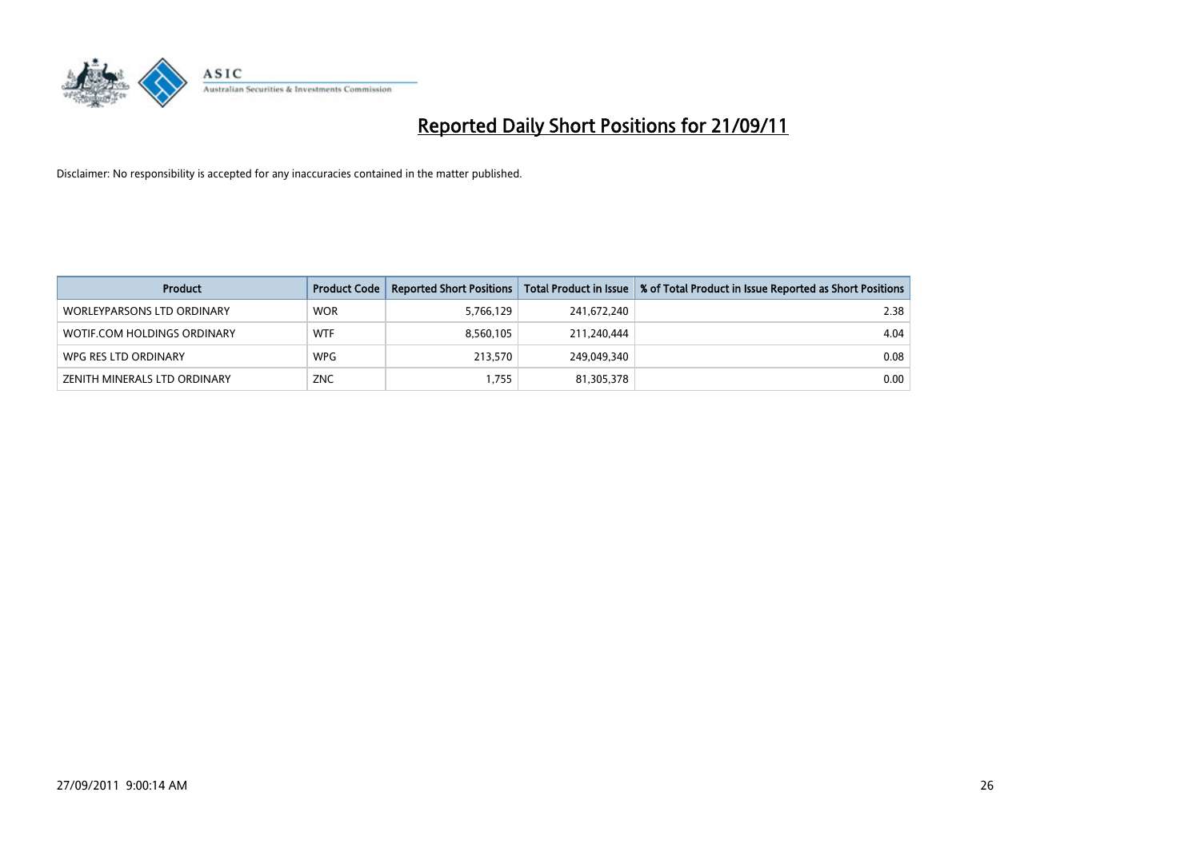# Reported Daily Short Positions for 21/09/11

Disclaimer: No responsibility is accepted for any inaccuracies contained in the matter published.

| Product | Product Code | Reported Short Positions | Total Product in Issue | % of Total Product in Issue Reported as Short Positions |
|---|---|---|---|---|
| WORLEYPARSONS LTD ORDINARY | WOR | 5,766,129 | 241,672,240 | 2.38 |
| WOTIF.COM HOLDINGS ORDINARY | WTF | 8,560,105 | 211,240,444 | 4.04 |
| WPG RES LTD ORDINARY | WPG | 213,570 | 249,049,340 | 0.08 |
| ZENITH MINERALS LTD ORDINARY | ZNC | 1,755 | 81,305,378 | 0.00 |

27/09/2011 9:00:14 AM